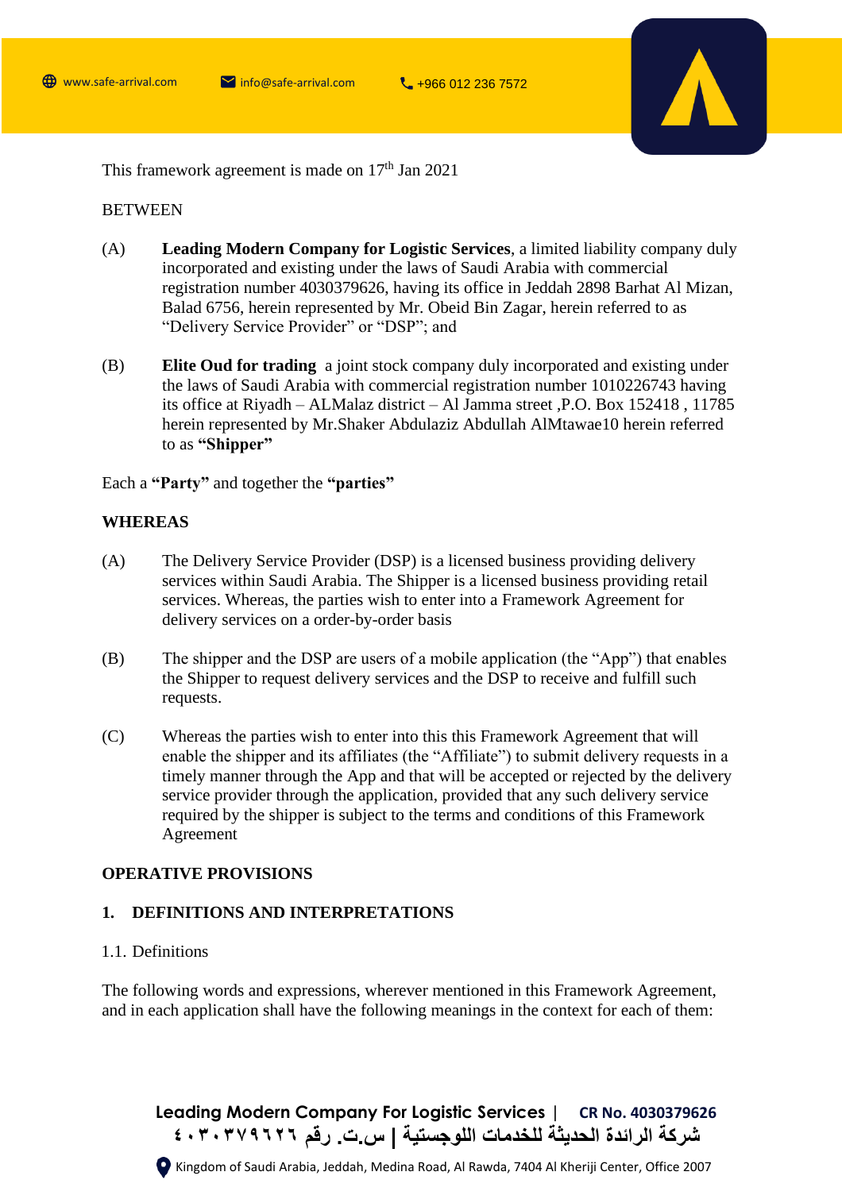This framework agreement is made on 17th Jan 2021

BETWEEN

(A) **Leading Modern Company for Logistic Services**, a limited liability company duly incorporated and existing under the laws of Saudi Arabia with commercial registration number 4030379626, having its office in Jeddah 2898 Barhat Al Mizan, Balad 6756, herein represented by Mr. Obeid Bin Zagar, herein referred to as "Delivery Service Provider" or "DSP"; and

(B) **Elite Oud for trading** a joint stock company duly incorporated and existing under the laws of Saudi Arabia with commercial registration number 1010226743 having its office at Riyadh – ALMalaz district – Al Jamma street ,P.O. Box 152418 , 11785 herein represented by Mr.Shaker Abdulaziz Abdullah AlMtawae10 herein referred to as **"Shipper"**

Each a **"Party"** and together the **"parties"**

**WHEREAS**

(A) The Delivery Service Provider (DSP) is a licensed business providing delivery services within Saudi Arabia. The Shipper is a licensed business providing retail services. Whereas, the parties wish to enter into a Framework Agreement for delivery services on a order-by-order basis

(B) The shipper and the DSP are users of a mobile application (the "App") that enables the Shipper to request delivery services and the DSP to receive and fulfill such requests.

(C) Whereas the parties wish to enter into this this Framework Agreement that will enable the shipper and its affiliates (the "Affiliate") to submit delivery requests in a timely manner through the App and that will be accepted or rejected by the delivery service provider through the application, provided that any such delivery service required by the shipper is subject to the terms and conditions of this Framework Agreement

**OPERATIVE PROVISIONS**

## 1. DEFINITIONS AND INTERPRETATIONS

1.1. Definitions

The following words and expressions, wherever mentioned in this Framework Agreement, and in each application shall have the following meanings in the context for each of them: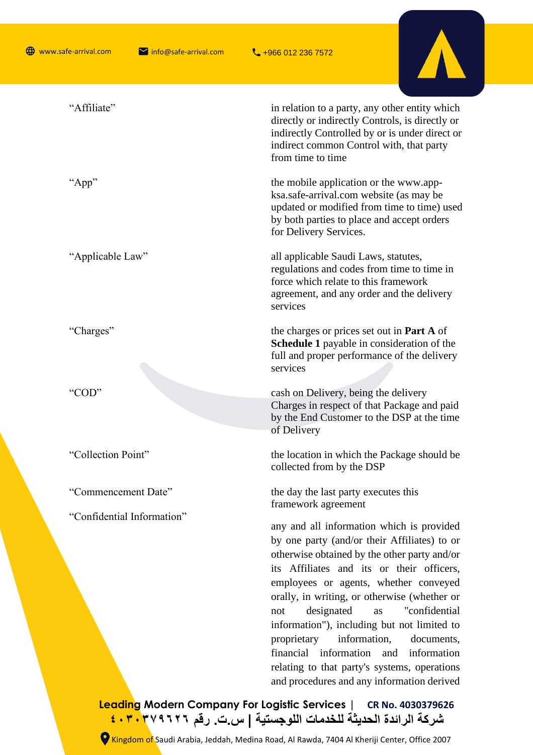| | |
|---|---|
| “Affiliate” | in relation to a party, any other entity which directly or indirectly Controls, is directly or indirectly Controlled by or is under direct or indirect common Control with, that party from time to time |
| “App” | the mobile application or the www.app-ksa.safe-arrival.com website (as may be updated or modified from time to time) used by both parties to place and accept orders for Delivery Services. |
| “Applicable Law” | all applicable Saudi Laws, statutes, regulations and codes from time to time in force which relate to this framework agreement, and any order and the delivery services |
| “Charges” | the charges or prices set out in **Part A** of **Schedule 1** payable in consideration of the full and proper performance of the delivery services |
| “COD” | cash on Delivery, being the delivery Charges in respect of that Package and paid by the End Customer to the DSP at the time of Delivery |
| “Collection Point” | the location in which the Package should be collected from by the DSP |
| “Commencement Date” | the day the last party executes this framework agreement |
| “Confidential Information” | any and all information which is provided by one party (and/or their Affiliates) to or otherwise obtained by the other party and/or its Affiliates and its or their officers, employees or agents, whether conveyed orally, in writing, or otherwise (whether or not designated as "confidential information"), including but not limited to proprietary information, documents, financial information and information relating to that party's systems, operations and procedures and any information derived |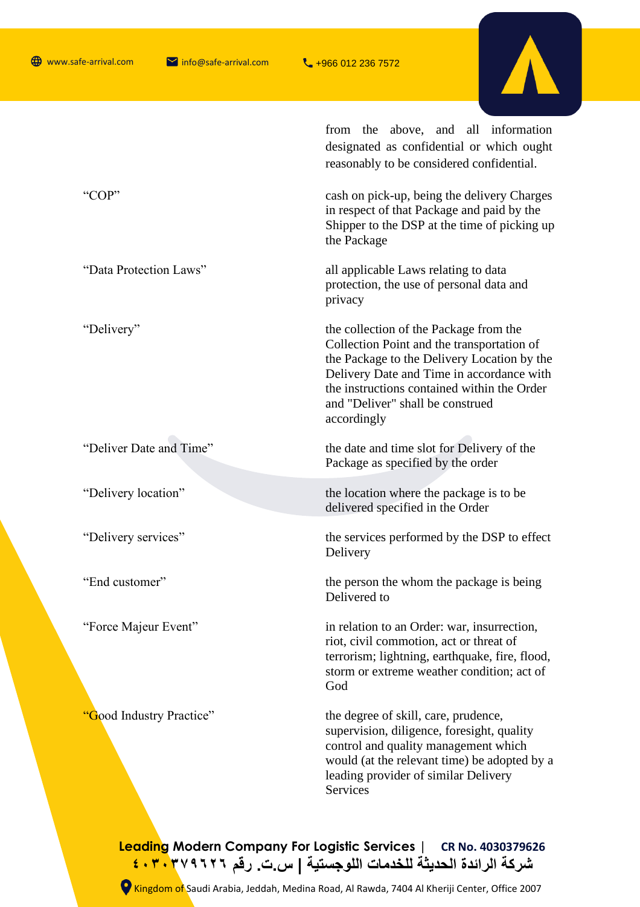| | |
|---|---|
| | from the above, and all information designated as confidential or which ought reasonably to be considered confidential. |
| "COP" | cash on pick-up, being the delivery Charges in respect of that Package and paid by the Shipper to the DSP at the time of picking up the Package |
| "Data Protection Laws" | all applicable Laws relating to data protection, the use of personal data and privacy |
| "Delivery" | the collection of the Package from the Collection Point and the transportation of the Package to the Delivery Location by the Delivery Date and Time in accordance with the instructions contained within the Order and "Deliver" shall be construed accordingly |
| "Deliver Date and Time" | the date and time slot for Delivery of the Package as specified by the order |
| "Delivery location" | the location where the package is to be delivered specified in the Order |
| "Delivery services" | the services performed by the DSP to effect Delivery |
| "End customer" | the person the whom the package is being Delivered to |
| "Force Majeur Event" | in relation to an Order: war, insurrection, riot, civil commotion, act or threat of terrorism; lightning, earthquake, fire, flood, storm or extreme weather condition; act of God |
| "Good Industry Practice" | the degree of skill, care, prudence, supervision, diligence, foresight, quality control and quality management which would (at the relevant time) be adopted by a leading provider of similar Delivery Services |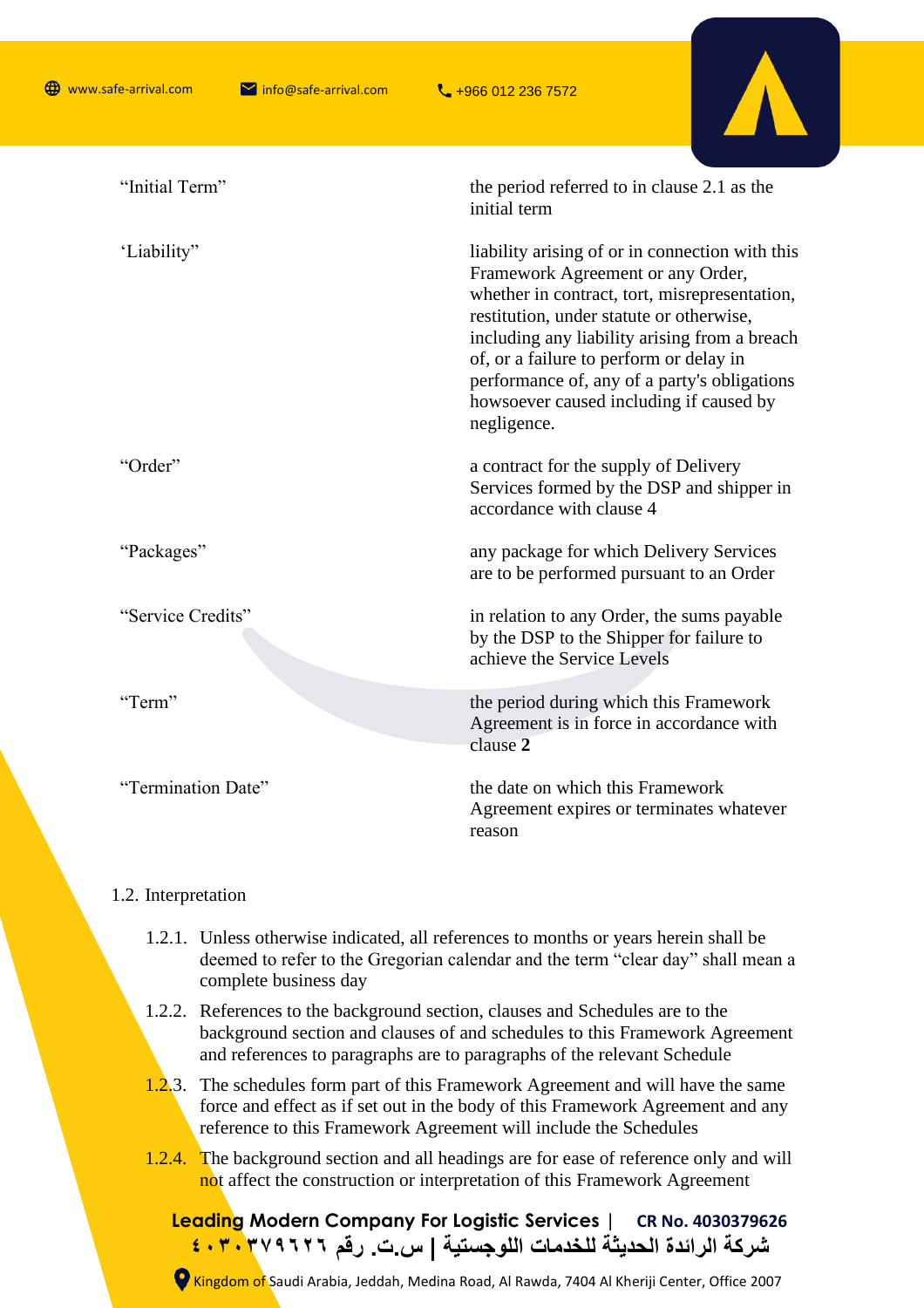| | |
|---|---|
| "Initial Term" | the period referred to in clause 2.1 as the initial term |
| 'Liability" | liability arising of or in connection with this Framework Agreement or any Order, whether in contract, tort, misrepresentation, restitution, under statute or otherwise, including any liability arising from a breach of, or a failure to perform or delay in performance of, any of a party's obligations howsoever caused including if caused by negligence. |
| "Order" | a contract for the supply of Delivery Services formed by the DSP and shipper in accordance with clause 4 |
| "Packages" | any package for which Delivery Services are to be performed pursuant to an Order |
| "Service Credits" | in relation to any Order, the sums payable by the DSP to the Shipper for failure to achieve the Service Levels |
| "Term" | the period during which this Framework Agreement is in force in accordance with clause **2** |
| "Termination Date" | the date on which this Framework Agreement expires or terminates whatever reason |

1.2. Interpretation

1.2.1. Unless otherwise indicated, all references to months or years herein shall be deemed to refer to the Gregorian calendar and the term "clear day" shall mean a complete business day

1.2.2. References to the background section, clauses and Schedules are to the background section and clauses of and schedules to this Framework Agreement and references to paragraphs are to paragraphs of the relevant Schedule

1.2.3. The schedules form part of this Framework Agreement and will have the same force and effect as if set out in the body of this Framework Agreement and any reference to this Framework Agreement will include the Schedules

1.2.4. The background section and all headings are for ease of reference only and will not affect the construction or interpretation of this Framework Agreement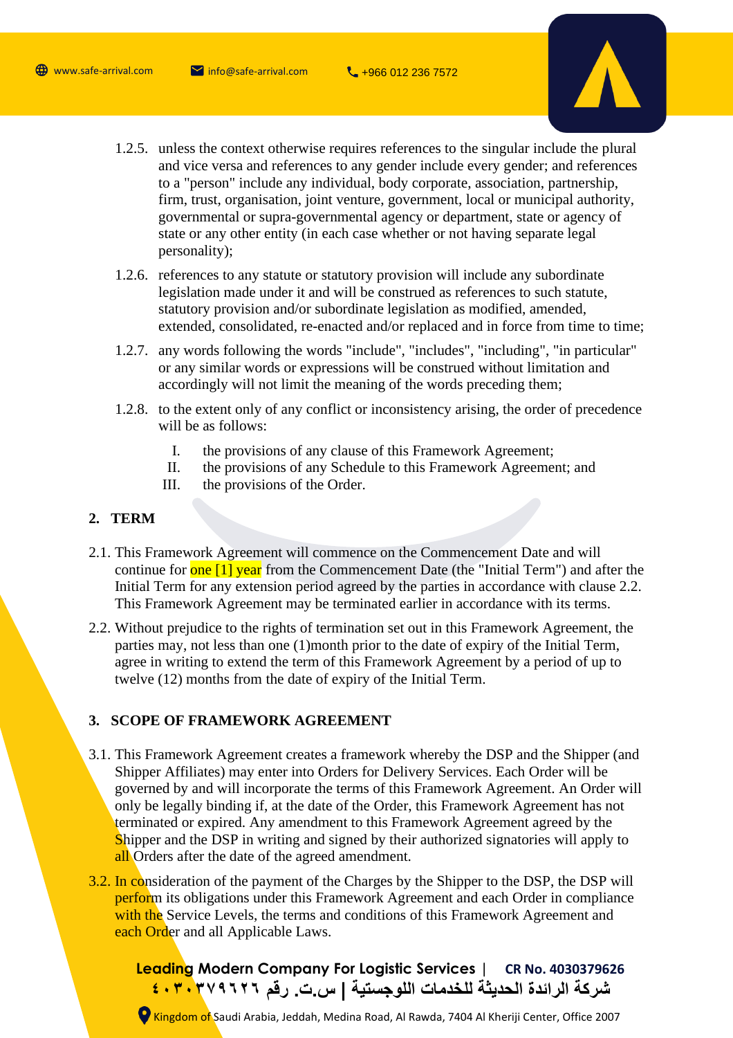1.2.5. unless the context otherwise requires references to the singular include the plural and vice versa and references to any gender include every gender; and references to a "person" include any individual, body corporate, association, partnership, firm, trust, organisation, joint venture, government, local or municipal authority, governmental or supra-governmental agency or department, state or agency of state or any other entity (in each case whether or not having separate legal personality);

1.2.6. references to any statute or statutory provision will include any subordinate legislation made under it and will be construed as references to such statute, statutory provision and/or subordinate legislation as modified, amended, extended, consolidated, re-enacted and/or replaced and in force from time to time;

1.2.7. any words following the words "include", "includes", "including", "in particular" or any similar words or expressions will be construed without limitation and accordingly will not limit the meaning of the words preceding them;

1.2.8. to the extent only of any conflict or inconsistency arising, the order of precedence will be as follows:

I. the provisions of any clause of this Framework Agreement;
II. the provisions of any Schedule to this Framework Agreement; and
III. the provisions of the Order.

## 2. TERM

2.1. This Framework Agreement will commence on the Commencement Date and will continue for one [1] year from the Commencement Date (the "Initial Term") and after the Initial Term for any extension period agreed by the parties in accordance with clause 2.2. This Framework Agreement may be terminated earlier in accordance with its terms.

2.2. Without prejudice to the rights of termination set out in this Framework Agreement, the parties may, not less than one (1)month prior to the date of expiry of the Initial Term, agree in writing to extend the term of this Framework Agreement by a period of up to twelve (12) months from the date of expiry of the Initial Term.

## 3. SCOPE OF FRAMEWORK AGREEMENT

3.1. This Framework Agreement creates a framework whereby the DSP and the Shipper (and Shipper Affiliates) may enter into Orders for Delivery Services. Each Order will be governed by and will incorporate the terms of this Framework Agreement. An Order will only be legally binding if, at the date of the Order, this Framework Agreement has not terminated or expired. Any amendment to this Framework Agreement agreed by the Shipper and the DSP in writing and signed by their authorized signatories will apply to all Orders after the date of the agreed amendment.

3.2. In consideration of the payment of the Charges by the Shipper to the DSP, the DSP will perform its obligations under this Framework Agreement and each Order in compliance with the Service Levels, the terms and conditions of this Framework Agreement and each Order and all Applicable Laws.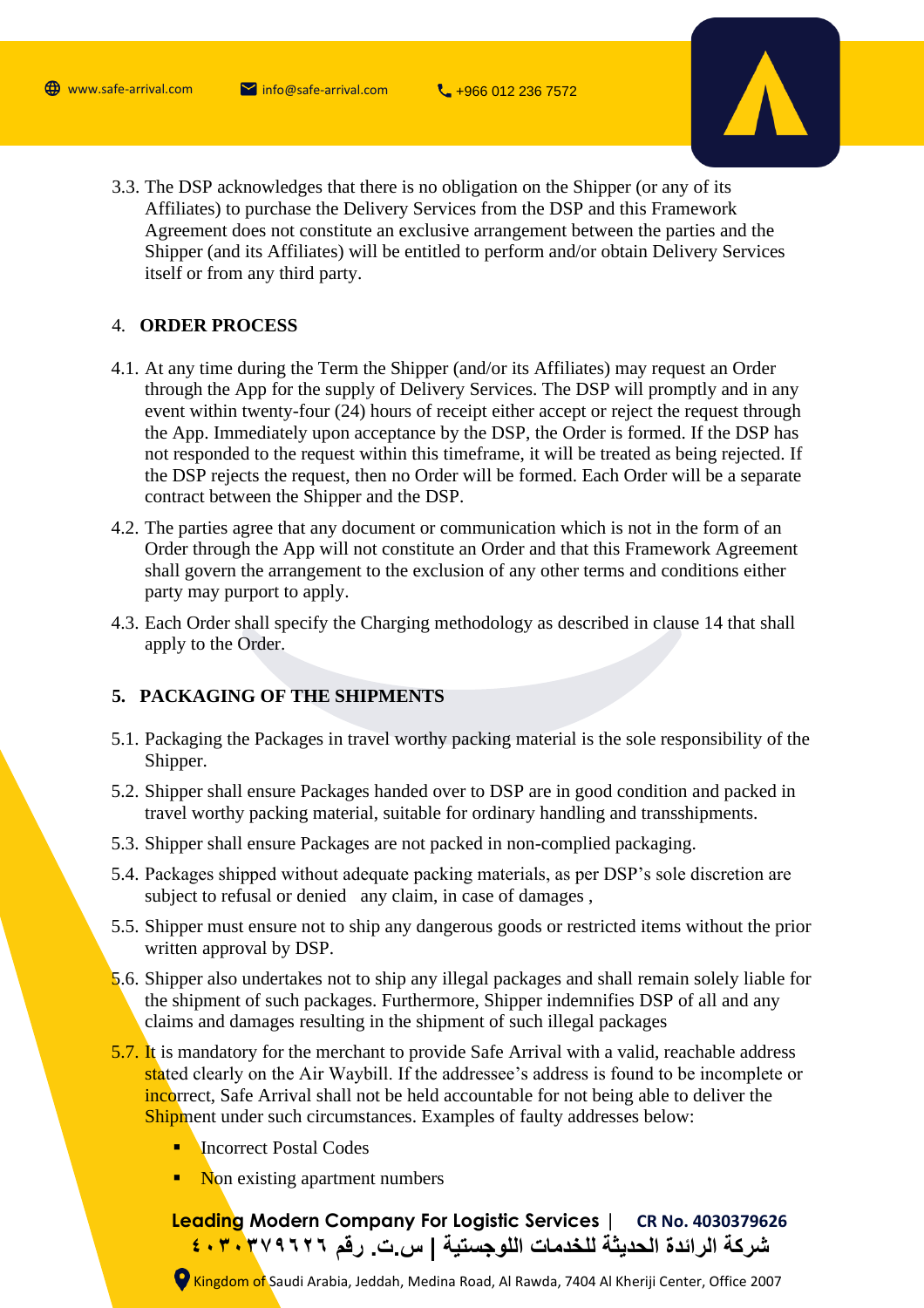3.3. The DSP acknowledges that there is no obligation on the Shipper (or any of its Affiliates) to purchase the Delivery Services from the DSP and this Framework Agreement does not constitute an exclusive arrangement between the parties and the Shipper (and its Affiliates) will be entitled to perform and/or obtain Delivery Services itself or from any third party.

## 4. ORDER PROCESS

4.1. At any time during the Term the Shipper (and/or its Affiliates) may request an Order through the App for the supply of Delivery Services. The DSP will promptly and in any event within twenty-four (24) hours of receipt either accept or reject the request through the App. Immediately upon acceptance by the DSP, the Order is formed. If the DSP has not responded to the request within this timeframe, it will be treated as being rejected. If the DSP rejects the request, then no Order will be formed. Each Order will be a separate contract between the Shipper and the DSP.

4.2. The parties agree that any document or communication which is not in the form of an Order through the App will not constitute an Order and that this Framework Agreement shall govern the arrangement to the exclusion of any other terms and conditions either party may purport to apply.

4.3. Each Order shall specify the Charging methodology as described in clause 14 that shall apply to the Order.

## 5. PACKAGING OF THE SHIPMENTS

5.1. Packaging the Packages in travel worthy packing material is the sole responsibility of the Shipper.

5.2. Shipper shall ensure Packages handed over to DSP are in good condition and packed in travel worthy packing material, suitable for ordinary handling and transshipments.

5.3. Shipper shall ensure Packages are not packed in non-complied packaging.

5.4. Packages shipped without adequate packing materials, as per DSP's sole discretion are subject to refusal or denied any claim, in case of damages ,

5.5. Shipper must ensure not to ship any dangerous goods or restricted items without the prior written approval by DSP.

5.6. Shipper also undertakes not to ship any illegal packages and shall remain solely liable for the shipment of such packages. Furthermore, Shipper indemnifies DSP of all and any claims and damages resulting in the shipment of such illegal packages

5.7. It is mandatory for the merchant to provide Safe Arrival with a valid, reachable address stated clearly on the Air Waybill. If the addressee's address is found to be incomplete or incorrect, Safe Arrival shall not be held accountable for not being able to deliver the Shipment under such circumstances. Examples of faulty addresses below:

- Incorrect Postal Codes
- Non existing apartment numbers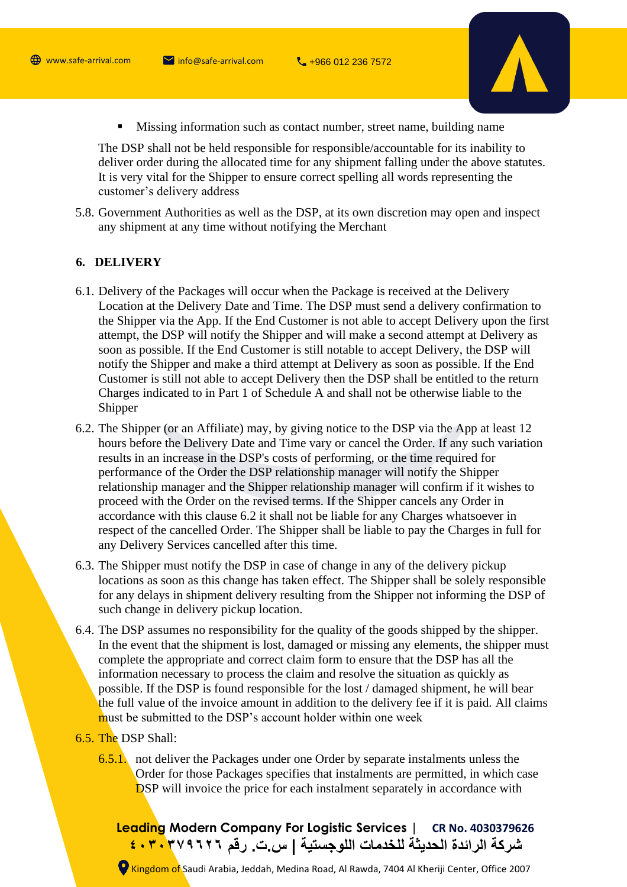- Missing information such as contact number, street name, building name

The DSP shall not be held responsible for responsible/accountable for its inability to deliver order during the allocated time for any shipment falling under the above statutes. It is very vital for the Shipper to ensure correct spelling all words representing the customer's delivery address

5.8. Government Authorities as well as the DSP, at its own discretion may open and inspect any shipment at any time without notifying the Merchant

## 6. DELIVERY

6.1. Delivery of the Packages will occur when the Package is received at the Delivery Location at the Delivery Date and Time. The DSP must send a delivery confirmation to the Shipper via the App. If the End Customer is not able to accept Delivery upon the first attempt, the DSP will notify the Shipper and will make a second attempt at Delivery as soon as possible. If the End Customer is still notable to accept Delivery, the DSP will notify the Shipper and make a third attempt at Delivery as soon as possible. If the End Customer is still not able to accept Delivery then the DSP shall be entitled to the return Charges indicated to in Part 1 of Schedule A and shall not be otherwise liable to the Shipper

6.2. The Shipper (or an Affiliate) may, by giving notice to the DSP via the App at least 12 hours before the Delivery Date and Time vary or cancel the Order. If any such variation results in an increase in the DSP's costs of performing, or the time required for performance of the Order the DSP relationship manager will notify the Shipper relationship manager and the Shipper relationship manager will confirm if it wishes to proceed with the Order on the revised terms. If the Shipper cancels any Order in accordance with this clause 6.2 it shall not be liable for any Charges whatsoever in respect of the cancelled Order. The Shipper shall be liable to pay the Charges in full for any Delivery Services cancelled after this time.

6.3. The Shipper must notify the DSP in case of change in any of the delivery pickup locations as soon as this change has taken effect. The Shipper shall be solely responsible for any delays in shipment delivery resulting from the Shipper not informing the DSP of such change in delivery pickup location.

6.4. The DSP assumes no responsibility for the quality of the goods shipped by the shipper. In the event that the shipment is lost, damaged or missing any elements, the shipper must complete the appropriate and correct claim form to ensure that the DSP has all the information necessary to process the claim and resolve the situation as quickly as possible. If the DSP is found responsible for the lost / damaged shipment, he will bear the full value of the invoice amount in addition to the delivery fee if it is paid. All claims must be submitted to the DSP's account holder within one week

6.5. The DSP Shall:

6.5.1. not deliver the Packages under one Order by separate instalments unless the Order for those Packages specifies that instalments are permitted, in which case DSP will invoice the price for each instalment separately in accordance with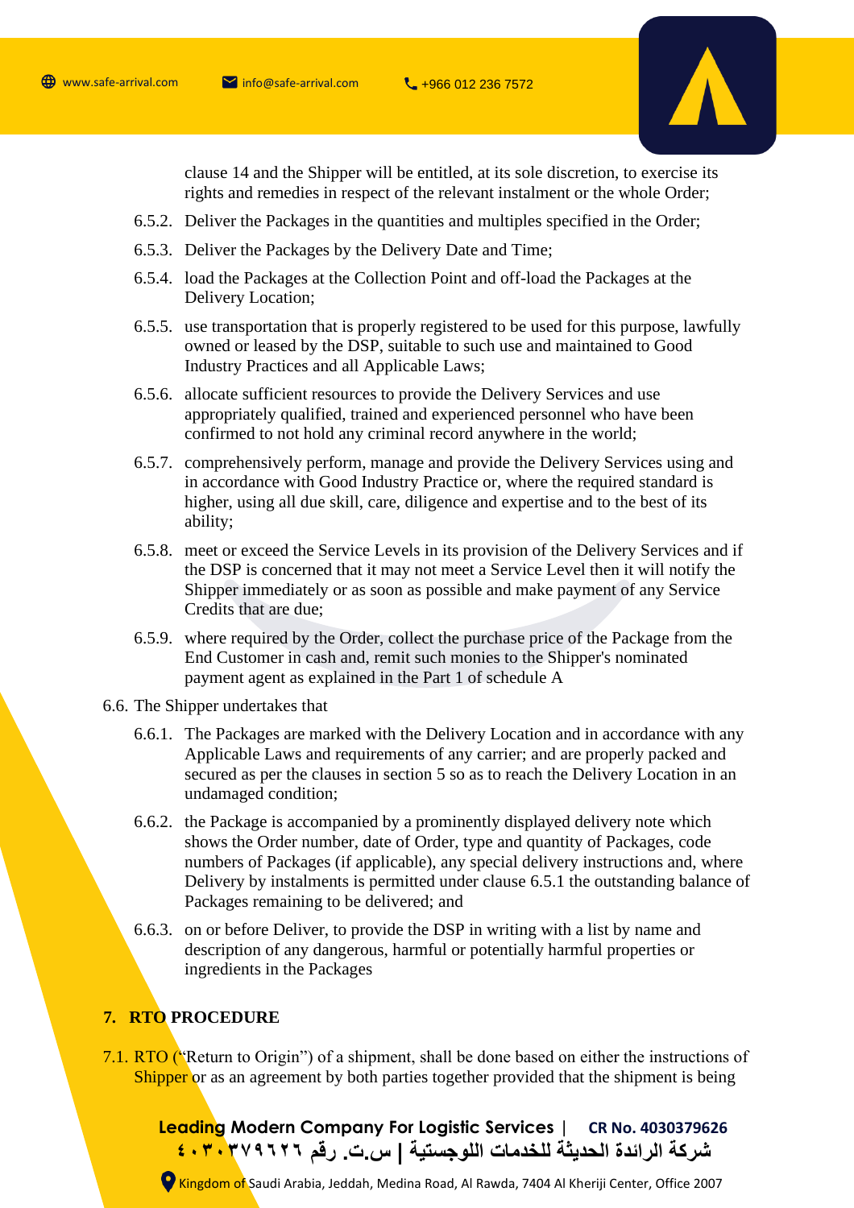clause 14 and the Shipper will be entitled, at its sole discretion, to exercise its rights and remedies in respect of the relevant instalment or the whole Order;

6.5.2. Deliver the Packages in the quantities and multiples specified in the Order;

6.5.3. Deliver the Packages by the Delivery Date and Time;

6.5.4. load the Packages at the Collection Point and off-load the Packages at the Delivery Location;

6.5.5. use transportation that is properly registered to be used for this purpose, lawfully owned or leased by the DSP, suitable to such use and maintained to Good Industry Practices and all Applicable Laws;

6.5.6. allocate sufficient resources to provide the Delivery Services and use appropriately qualified, trained and experienced personnel who have been confirmed to not hold any criminal record anywhere in the world;

6.5.7. comprehensively perform, manage and provide the Delivery Services using and in accordance with Good Industry Practice or, where the required standard is higher, using all due skill, care, diligence and expertise and to the best of its ability;

6.5.8. meet or exceed the Service Levels in its provision of the Delivery Services and if the DSP is concerned that it may not meet a Service Level then it will notify the Shipper immediately or as soon as possible and make payment of any Service Credits that are due;

6.5.9. where required by the Order, collect the purchase price of the Package from the End Customer in cash and, remit such monies to the Shipper's nominated payment agent as explained in the Part 1 of schedule A

6.6. The Shipper undertakes that

6.6.1. The Packages are marked with the Delivery Location and in accordance with any Applicable Laws and requirements of any carrier; and are properly packed and secured as per the clauses in section 5 so as to reach the Delivery Location in an undamaged condition;

6.6.2. the Package is accompanied by a prominently displayed delivery note which shows the Order number, date of Order, type and quantity of Packages, code numbers of Packages (if applicable), any special delivery instructions and, where Delivery by instalments is permitted under clause 6.5.1 the outstanding balance of Packages remaining to be delivered; and

6.6.3. on or before Deliver, to provide the DSP in writing with a list by name and description of any dangerous, harmful or potentially harmful properties or ingredients in the Packages

## 7. RTO PROCEDURE

7.1. RTO ("Return to Origin") of a shipment, shall be done based on either the instructions of Shipper or as an agreement by both parties together provided that the shipment is being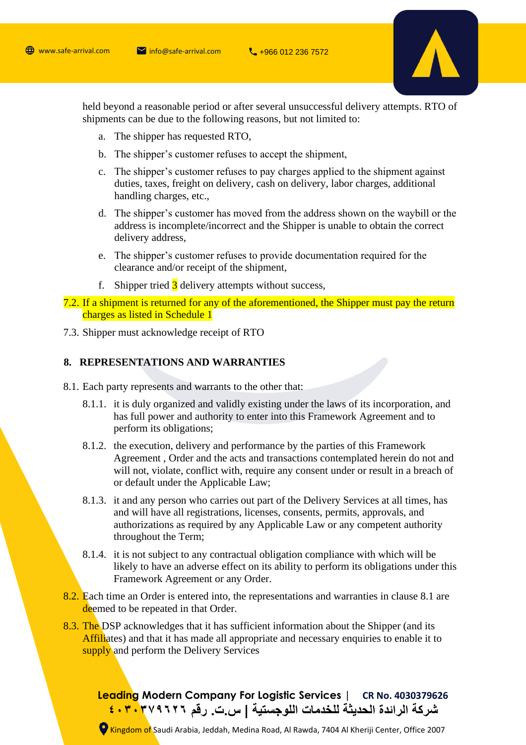held beyond a reasonable period or after several unsuccessful delivery attempts. RTO of shipments can be due to the following reasons, but not limited to:

a. The shipper has requested RTO,

b. The shipper's customer refuses to accept the shipment,

c. The shipper's customer refuses to pay charges applied to the shipment against duties, taxes, freight on delivery, cash on delivery, labor charges, additional handling charges, etc.,

d. The shipper's customer has moved from the address shown on the waybill or the address is incomplete/incorrect and the Shipper is unable to obtain the correct delivery address,

e. The shipper's customer refuses to provide documentation required for the clearance and/or receipt of the shipment,

f. Shipper tried 3 delivery attempts without success,

7.2. If a shipment is returned for any of the aforementioned, the Shipper must pay the return charges as listed in Schedule 1

7.3. Shipper must acknowledge receipt of RTO

## 8. REPRESENTATIONS AND WARRANTIES

8.1. Each party represents and warrants to the other that:

8.1.1. it is duly organized and validly existing under the laws of its incorporation, and has full power and authority to enter into this Framework Agreement and to perform its obligations;

8.1.2. the execution, delivery and performance by the parties of this Framework Agreement , Order and the acts and transactions contemplated herein do not and will not, violate, conflict with, require any consent under or result in a breach of or default under the Applicable Law;

8.1.3. it and any person who carries out part of the Delivery Services at all times, has and will have all registrations, licenses, consents, permits, approvals, and authorizations as required by any Applicable Law or any competent authority throughout the Term;

8.1.4. it is not subject to any contractual obligation compliance with which will be likely to have an adverse effect on its ability to perform its obligations under this Framework Agreement or any Order.

8.2. Each time an Order is entered into, the representations and warranties in clause 8.1 are deemed to be repeated in that Order.

8.3. The DSP acknowledges that it has sufficient information about the Shipper (and its Affiliates) and that it has made all appropriate and necessary enquiries to enable it to supply and perform the Delivery Services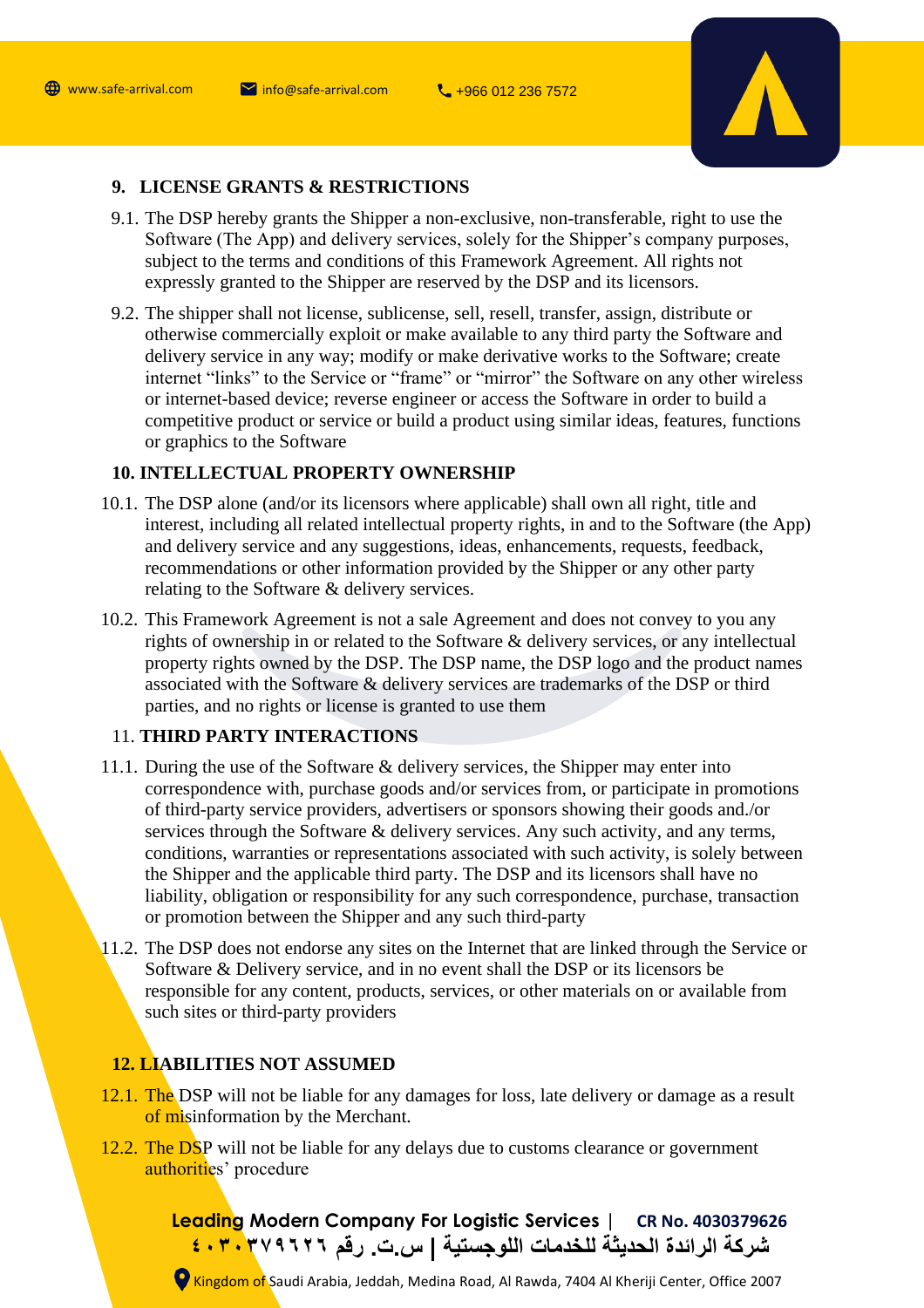## 9. LICENSE GRANTS & RESTRICTIONS

9.1. The DSP hereby grants the Shipper a non-exclusive, non-transferable, right to use the Software (The App) and delivery services, solely for the Shipper's company purposes, subject to the terms and conditions of this Framework Agreement. All rights not expressly granted to the Shipper are reserved by the DSP and its licensors.

9.2. The shipper shall not license, sublicense, sell, resell, transfer, assign, distribute or otherwise commercially exploit or make available to any third party the Software and delivery service in any way; modify or make derivative works to the Software; create internet "links" to the Service or "frame" or "mirror" the Software on any other wireless or internet-based device; reverse engineer or access the Software in order to build a competitive product or service or build a product using similar ideas, features, functions or graphics to the Software

## 10. INTELLECTUAL PROPERTY OWNERSHIP

10.1. The DSP alone (and/or its licensors where applicable) shall own all right, title and interest, including all related intellectual property rights, in and to the Software (the App) and delivery service and any suggestions, ideas, enhancements, requests, feedback, recommendations or other information provided by the Shipper or any other party relating to the Software & delivery services.

10.2. This Framework Agreement is not a sale Agreement and does not convey to you any rights of ownership in or related to the Software & delivery services, or any intellectual property rights owned by the DSP. The DSP name, the DSP logo and the product names associated with the Software & delivery services are trademarks of the DSP or third parties, and no rights or license is granted to use them

## 11. THIRD PARTY INTERACTIONS

11.1. During the use of the Software & delivery services, the Shipper may enter into correspondence with, purchase goods and/or services from, or participate in promotions of third-party service providers, advertisers or sponsors showing their goods and./or services through the Software & delivery services. Any such activity, and any terms, conditions, warranties or representations associated with such activity, is solely between the Shipper and the applicable third party. The DSP and its licensors shall have no liability, obligation or responsibility for any such correspondence, purchase, transaction or promotion between the Shipper and any such third-party

11.2. The DSP does not endorse any sites on the Internet that are linked through the Service or Software & Delivery service, and in no event shall the DSP or its licensors be responsible for any content, products, services, or other materials on or available from such sites or third-party providers

## 12. LIABILITIES NOT ASSUMED

12.1. The DSP will not be liable for any damages for loss, late delivery or damage as a result of misinformation by the Merchant.

12.2. The DSP will not be liable for any delays due to customs clearance or government authorities' procedure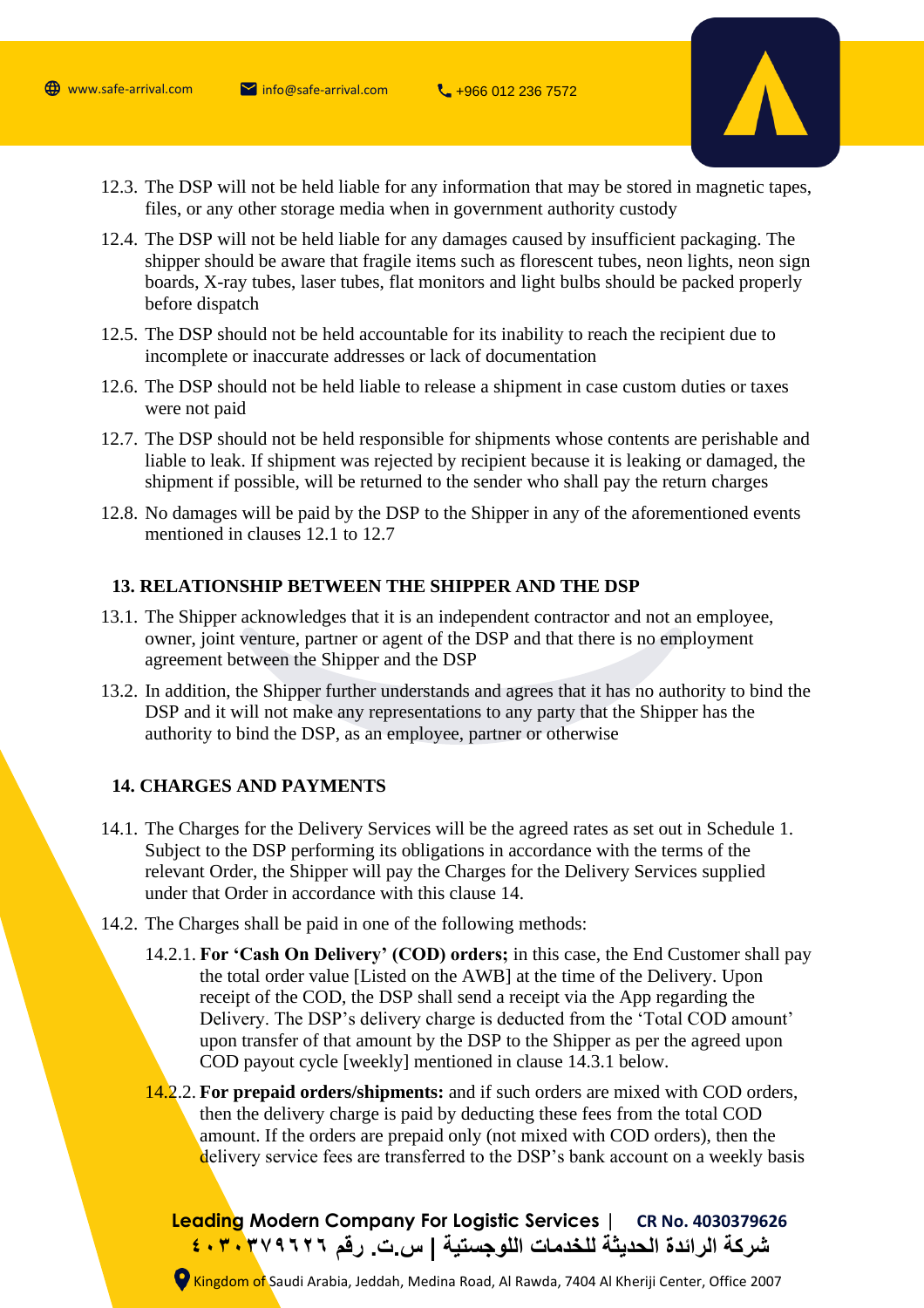12.3. The DSP will not be held liable for any information that may be stored in magnetic tapes, files, or any other storage media when in government authority custody

12.4. The DSP will not be held liable for any damages caused by insufficient packaging. The shipper should be aware that fragile items such as florescent tubes, neon lights, neon sign boards, X-ray tubes, laser tubes, flat monitors and light bulbs should be packed properly before dispatch

12.5. The DSP should not be held accountable for its inability to reach the recipient due to incomplete or inaccurate addresses or lack of documentation

12.6. The DSP should not be held liable to release a shipment in case custom duties or taxes were not paid

12.7. The DSP should not be held responsible for shipments whose contents are perishable and liable to leak. If shipment was rejected by recipient because it is leaking or damaged, the shipment if possible, will be returned to the sender who shall pay the return charges

12.8. No damages will be paid by the DSP to the Shipper in any of the aforementioned events mentioned in clauses 12.1 to 12.7

## 13. RELATIONSHIP BETWEEN THE SHIPPER AND THE DSP

13.1. The Shipper acknowledges that it is an independent contractor and not an employee, owner, joint venture, partner or agent of the DSP and that there is no employment agreement between the Shipper and the DSP

13.2. In addition, the Shipper further understands and agrees that it has no authority to bind the DSP and it will not make any representations to any party that the Shipper has the authority to bind the DSP, as an employee, partner or otherwise

## 14. CHARGES AND PAYMENTS

14.1. The Charges for the Delivery Services will be the agreed rates as set out in Schedule 1. Subject to the DSP performing its obligations in accordance with the terms of the relevant Order, the Shipper will pay the Charges for the Delivery Services supplied under that Order in accordance with this clause 14.

14.2. The Charges shall be paid in one of the following methods:

14.2.1. **For 'Cash On Delivery' (COD) orders;** in this case, the End Customer shall pay the total order value [Listed on the AWB] at the time of the Delivery. Upon receipt of the COD, the DSP shall send a receipt via the App regarding the Delivery. The DSP's delivery charge is deducted from the 'Total COD amount' upon transfer of that amount by the DSP to the Shipper as per the agreed upon COD payout cycle [weekly] mentioned in clause 14.3.1 below.

14.2.2. **For prepaid orders/shipments:** and if such orders are mixed with COD orders, then the delivery charge is paid by deducting these fees from the total COD amount. If the orders are prepaid only (not mixed with COD orders), then the delivery service fees are transferred to the DSP's bank account on a weekly basis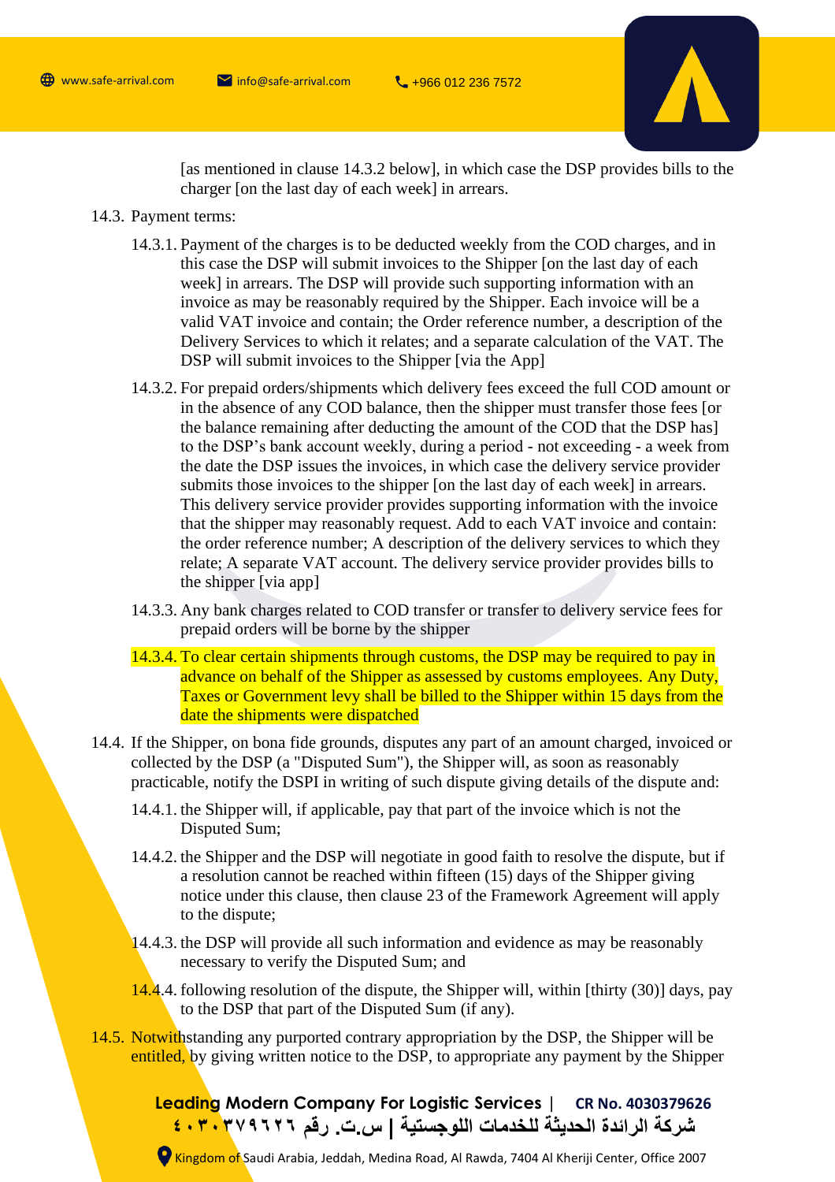[as mentioned in clause 14.3.2 below], in which case the DSP provides bills to the charger [on the last day of each week] in arrears.

14.3. Payment terms:

14.3.1. Payment of the charges is to be deducted weekly from the COD charges, and in this case the DSP will submit invoices to the Shipper [on the last day of each week] in arrears. The DSP will provide such supporting information with an invoice as may be reasonably required by the Shipper. Each invoice will be a valid VAT invoice and contain; the Order reference number, a description of the Delivery Services to which it relates; and a separate calculation of the VAT. The DSP will submit invoices to the Shipper [via the App]

14.3.2. For prepaid orders/shipments which delivery fees exceed the full COD amount or in the absence of any COD balance, then the shipper must transfer those fees [or the balance remaining after deducting the amount of the COD that the DSP has] to the DSP's bank account weekly, during a period - not exceeding - a week from the date the DSP issues the invoices, in which case the delivery service provider submits those invoices to the shipper [on the last day of each week] in arrears. This delivery service provider provides supporting information with the invoice that the shipper may reasonably request. Add to each VAT invoice and contain: the order reference number; A description of the delivery services to which they relate; A separate VAT account. The delivery service provider provides bills to the shipper [via app]

14.3.3. Any bank charges related to COD transfer or transfer to delivery service fees for prepaid orders will be borne by the shipper

14.3.4. To clear certain shipments through customs, the DSP may be required to pay in advance on behalf of the Shipper as assessed by customs employees. Any Duty, Taxes or Government levy shall be billed to the Shipper within 15 days from the date the shipments were dispatched

14.4. If the Shipper, on bona fide grounds, disputes any part of an amount charged, invoiced or collected by the DSP (a "Disputed Sum"), the Shipper will, as soon as reasonably practicable, notify the DSPI in writing of such dispute giving details of the dispute and:

14.4.1. the Shipper will, if applicable, pay that part of the invoice which is not the Disputed Sum;

14.4.2. the Shipper and the DSP will negotiate in good faith to resolve the dispute, but if a resolution cannot be reached within fifteen (15) days of the Shipper giving notice under this clause, then clause 23 of the Framework Agreement will apply to the dispute;

14.4.3. the DSP will provide all such information and evidence as may be reasonably necessary to verify the Disputed Sum; and

14.4.4. following resolution of the dispute, the Shipper will, within [thirty (30)] days, pay to the DSP that part of the Disputed Sum (if any).

14.5. Notwithstanding any purported contrary appropriation by the DSP, the Shipper will be entitled, by giving written notice to the DSP, to appropriate any payment by the Shipper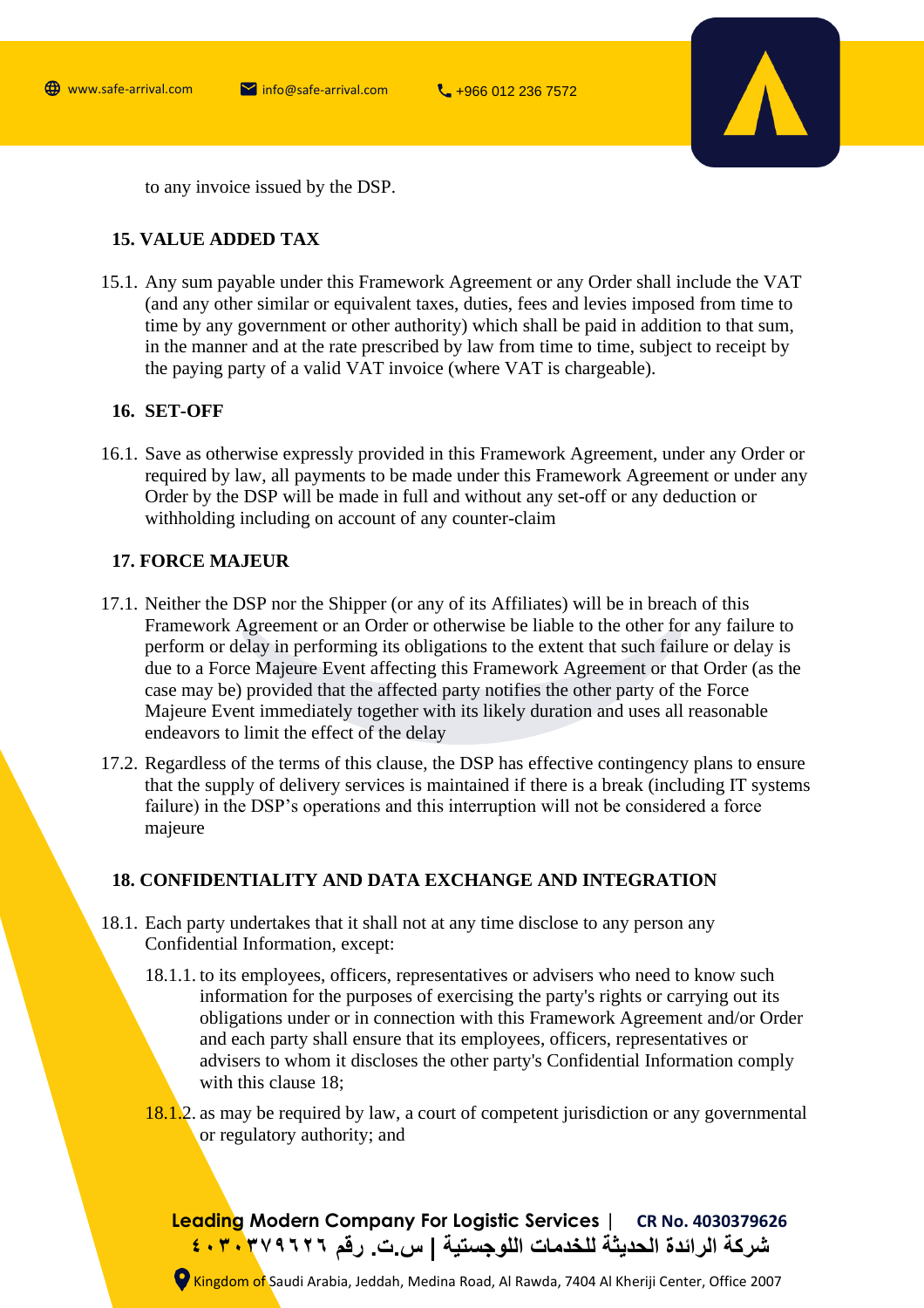to any invoice issued by the DSP.

## 15. VALUE ADDED TAX

15.1. Any sum payable under this Framework Agreement or any Order shall include the VAT (and any other similar or equivalent taxes, duties, fees and levies imposed from time to time by any government or other authority) which shall be paid in addition to that sum, in the manner and at the rate prescribed by law from time to time, subject to receipt by the paying party of a valid VAT invoice (where VAT is chargeable).

## 16. SET-OFF

16.1. Save as otherwise expressly provided in this Framework Agreement, under any Order or required by law, all payments to be made under this Framework Agreement or under any Order by the DSP will be made in full and without any set-off or any deduction or withholding including on account of any counter-claim

## 17. FORCE MAJEUR

17.1. Neither the DSP nor the Shipper (or any of its Affiliates) will be in breach of this Framework Agreement or an Order or otherwise be liable to the other for any failure to perform or delay in performing its obligations to the extent that such failure or delay is due to a Force Majeure Event affecting this Framework Agreement or that Order (as the case may be) provided that the affected party notifies the other party of the Force Majeure Event immediately together with its likely duration and uses all reasonable endeavors to limit the effect of the delay

17.2. Regardless of the terms of this clause, the DSP has effective contingency plans to ensure that the supply of delivery services is maintained if there is a break (including IT systems failure) in the DSP's operations and this interruption will not be considered a force majeure

## 18. CONFIDENTIALITY AND DATA EXCHANGE AND INTEGRATION

18.1. Each party undertakes that it shall not at any time disclose to any person any Confidential Information, except:

18.1.1. to its employees, officers, representatives or advisers who need to know such information for the purposes of exercising the party's rights or carrying out its obligations under or in connection with this Framework Agreement and/or Order and each party shall ensure that its employees, officers, representatives or advisers to whom it discloses the other party's Confidential Information comply with this clause 18;

18.1.2. as may be required by law, a court of competent jurisdiction or any governmental or regulatory authority; and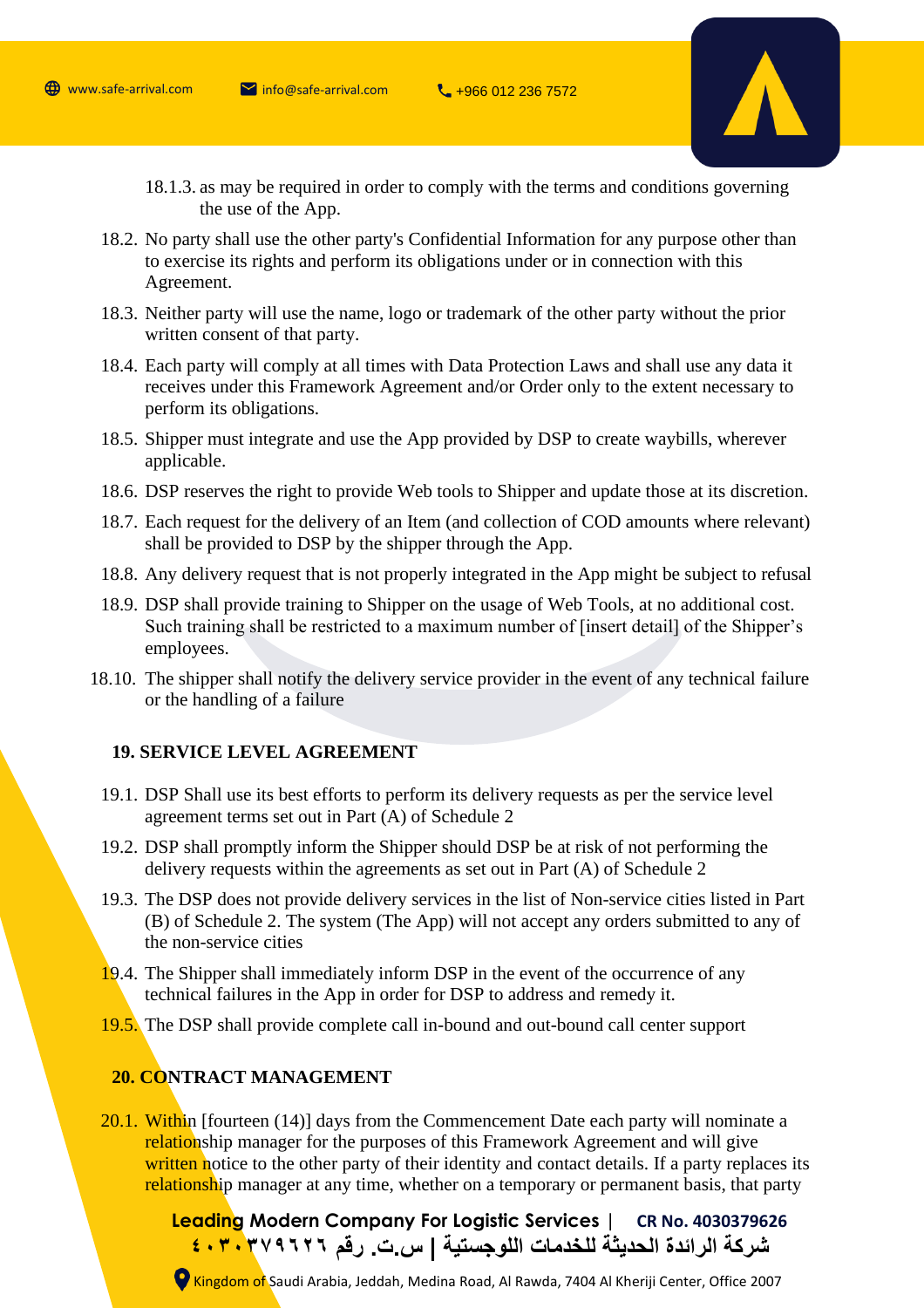18.1.3. as may be required in order to comply with the terms and conditions governing the use of the App.

18.2. No party shall use the other party's Confidential Information for any purpose other than to exercise its rights and perform its obligations under or in connection with this Agreement.

18.3. Neither party will use the name, logo or trademark of the other party without the prior written consent of that party.

18.4. Each party will comply at all times with Data Protection Laws and shall use any data it receives under this Framework Agreement and/or Order only to the extent necessary to perform its obligations.

18.5. Shipper must integrate and use the App provided by DSP to create waybills, wherever applicable.

18.6. DSP reserves the right to provide Web tools to Shipper and update those at its discretion.

18.7. Each request for the delivery of an Item (and collection of COD amounts where relevant) shall be provided to DSP by the shipper through the App.

18.8. Any delivery request that is not properly integrated in the App might be subject to refusal

18.9. DSP shall provide training to Shipper on the usage of Web Tools, at no additional cost. Such training shall be restricted to a maximum number of [insert detail] of the Shipper's employees.

18.10. The shipper shall notify the delivery service provider in the event of any technical failure or the handling of a failure

**19. SERVICE LEVEL AGREEMENT**

19.1. DSP Shall use its best efforts to perform its delivery requests as per the service level agreement terms set out in Part (A) of Schedule 2

19.2. DSP shall promptly inform the Shipper should DSP be at risk of not performing the delivery requests within the agreements as set out in Part (A) of Schedule 2

19.3. The DSP does not provide delivery services in the list of Non-service cities listed in Part (B) of Schedule 2. The system (The App) will not accept any orders submitted to any of the non-service cities

19.4. The Shipper shall immediately inform DSP in the event of the occurrence of any technical failures in the App in order for DSP to address and remedy it.

19.5. The DSP shall provide complete call in-bound and out-bound call center support

**20. CONTRACT MANAGEMENT**

20.1. Within [fourteen (14)] days from the Commencement Date each party will nominate a relationship manager for the purposes of this Framework Agreement and will give written notice to the other party of their identity and contact details. If a party replaces its relationship manager at any time, whether on a temporary or permanent basis, that party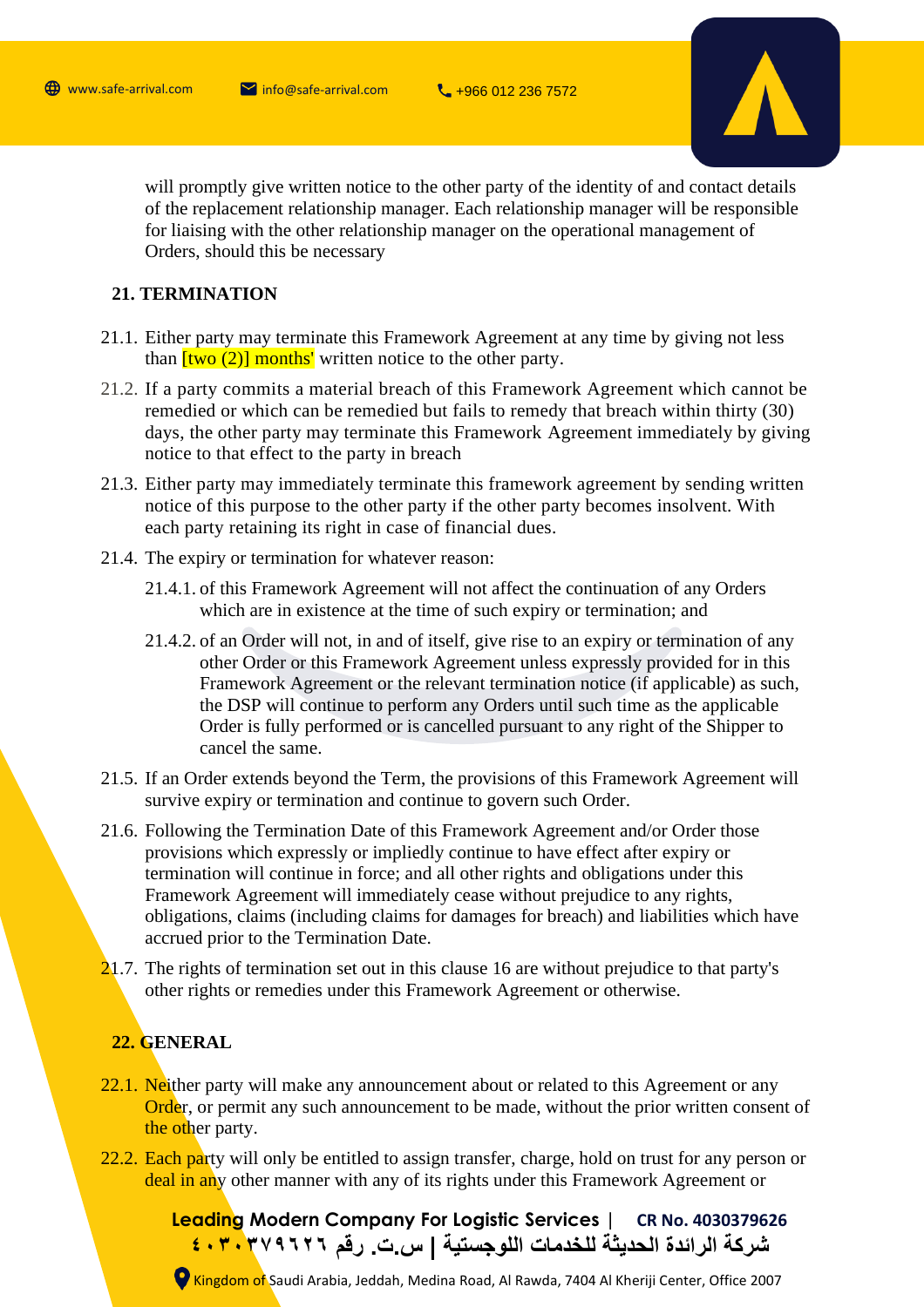will promptly give written notice to the other party of the identity of and contact details of the replacement relationship manager. Each relationship manager will be responsible for liaising with the other relationship manager on the operational management of Orders, should this be necessary

## 21. TERMINATION

21.1. Either party may terminate this Framework Agreement at any time by giving not less than [two (2)] months' written notice to the other party.

21.2. If a party commits a material breach of this Framework Agreement which cannot be remedied or which can be remedied but fails to remedy that breach within thirty (30) days, the other party may terminate this Framework Agreement immediately by giving notice to that effect to the party in breach

21.3. Either party may immediately terminate this framework agreement by sending written notice of this purpose to the other party if the other party becomes insolvent. With each party retaining its right in case of financial dues.

21.4. The expiry or termination for whatever reason:

21.4.1. of this Framework Agreement will not affect the continuation of any Orders which are in existence at the time of such expiry or termination; and

21.4.2. of an Order will not, in and of itself, give rise to an expiry or termination of any other Order or this Framework Agreement unless expressly provided for in this Framework Agreement or the relevant termination notice (if applicable) as such, the DSP will continue to perform any Orders until such time as the applicable Order is fully performed or is cancelled pursuant to any right of the Shipper to cancel the same.

21.5. If an Order extends beyond the Term, the provisions of this Framework Agreement will survive expiry or termination and continue to govern such Order.

21.6. Following the Termination Date of this Framework Agreement and/or Order those provisions which expressly or impliedly continue to have effect after expiry or termination will continue in force; and all other rights and obligations under this Framework Agreement will immediately cease without prejudice to any rights, obligations, claims (including claims for damages for breach) and liabilities which have accrued prior to the Termination Date.

21.7. The rights of termination set out in this clause 16 are without prejudice to that party's other rights or remedies under this Framework Agreement or otherwise.

## 22. GENERAL

22.1. Neither party will make any announcement about or related to this Agreement or any Order, or permit any such announcement to be made, without the prior written consent of the other party.

22.2. Each party will only be entitled to assign transfer, charge, hold on trust for any person or deal in any other manner with any of its rights under this Framework Agreement or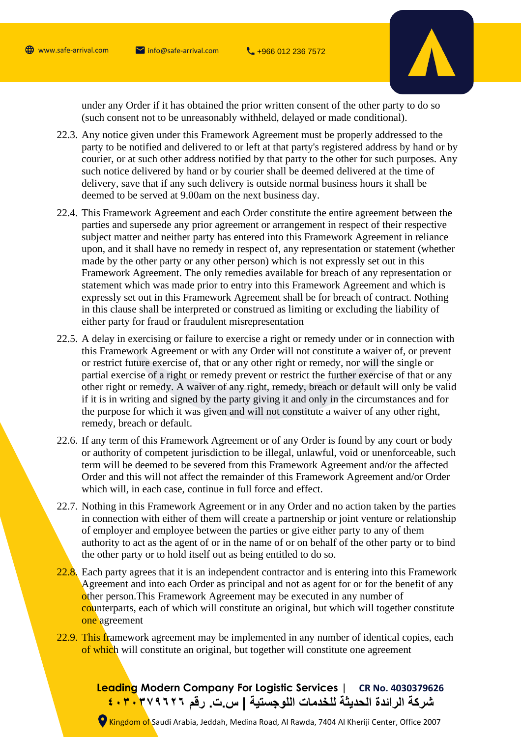under any Order if it has obtained the prior written consent of the other party to do so (such consent not to be unreasonably withheld, delayed or made conditional).

22.3. Any notice given under this Framework Agreement must be properly addressed to the party to be notified and delivered to or left at that party's registered address by hand or by courier, or at such other address notified by that party to the other for such purposes. Any such notice delivered by hand or by courier shall be deemed delivered at the time of delivery, save that if any such delivery is outside normal business hours it shall be deemed to be served at 9.00am on the next business day.

22.4. This Framework Agreement and each Order constitute the entire agreement between the parties and supersede any prior agreement or arrangement in respect of their respective subject matter and neither party has entered into this Framework Agreement in reliance upon, and it shall have no remedy in respect of, any representation or statement (whether made by the other party or any other person) which is not expressly set out in this Framework Agreement. The only remedies available for breach of any representation or statement which was made prior to entry into this Framework Agreement and which is expressly set out in this Framework Agreement shall be for breach of contract. Nothing in this clause shall be interpreted or construed as limiting or excluding the liability of either party for fraud or fraudulent misrepresentation

22.5. A delay in exercising or failure to exercise a right or remedy under or in connection with this Framework Agreement or with any Order will not constitute a waiver of, or prevent or restrict future exercise of, that or any other right or remedy, nor will the single or partial exercise of a right or remedy prevent or restrict the further exercise of that or any other right or remedy. A waiver of any right, remedy, breach or default will only be valid if it is in writing and signed by the party giving it and only in the circumstances and for the purpose for which it was given and will not constitute a waiver of any other right, remedy, breach or default.

22.6. If any term of this Framework Agreement or of any Order is found by any court or body or authority of competent jurisdiction to be illegal, unlawful, void or unenforceable, such term will be deemed to be severed from this Framework Agreement and/or the affected Order and this will not affect the remainder of this Framework Agreement and/or Order which will, in each case, continue in full force and effect.

22.7. Nothing in this Framework Agreement or in any Order and no action taken by the parties in connection with either of them will create a partnership or joint venture or relationship of employer and employee between the parties or give either party to any of them authority to act as the agent of or in the name of or on behalf of the other party or to bind the other party or to hold itself out as being entitled to do so.

22.8. Each party agrees that it is an independent contractor and is entering into this Framework Agreement and into each Order as principal and not as agent for or for the benefit of any other person.This Framework Agreement may be executed in any number of counterparts, each of which will constitute an original, but which will together constitute one agreement

22.9. This framework agreement may be implemented in any number of identical copies, each of which will constitute an original, but together will constitute one agreement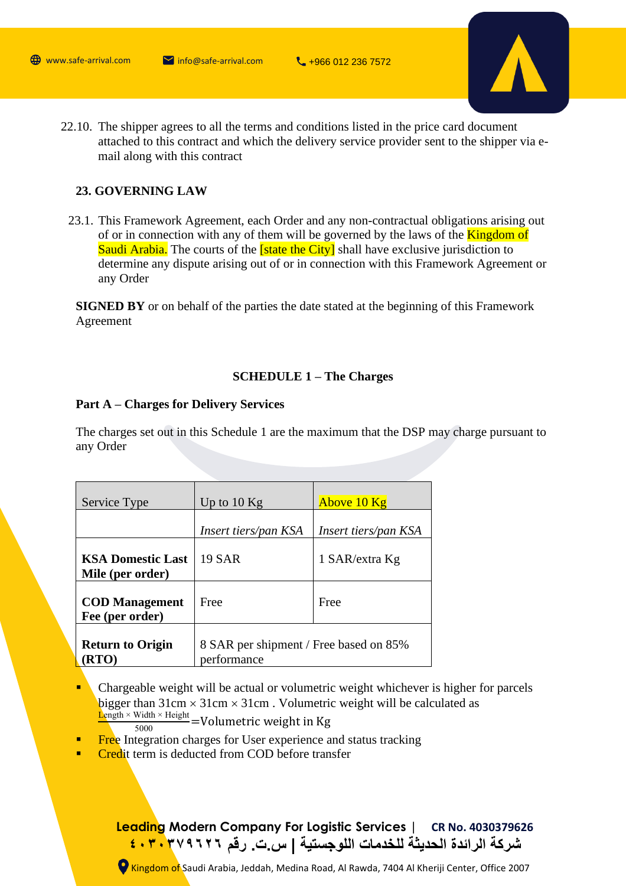22.10. The shipper agrees to all the terms and conditions listed in the price card document attached to this contract and which the delivery service provider sent to the shipper via e-mail along with this contract

## 23. GOVERNING LAW

23.1. This Framework Agreement, each Order and any non-contractual obligations arising out of or in connection with any of them will be governed by the laws of the Kingdom of Saudi Arabia. The courts of the [state the City] shall have exclusive jurisdiction to determine any dispute arising out of or in connection with this Framework Agreement or any Order

**SIGNED BY** or on behalf of the parties the date stated at the beginning of this Framework Agreement

## SCHEDULE 1 – The Charges

### Part A – Charges for Delivery Services

The charges set out in this Schedule 1 are the maximum that the DSP may charge pursuant to any Order

| Service Type | Up to 10 Kg | Above 10 Kg |
|---|---|---|
| | *Insert tiers/pan KSA* | *Insert tiers/pan KSA* |
| **KSA Domestic Last Mile (per order)** | 19 SAR | 1 SAR/extra Kg |
| **COD Management Fee (per order)** | Free | Free |
| **Return to Origin (RTO)** | 8 SAR per shipment / Free based on 85% performance | |

- Chargeable weight will be actual or volumetric weight whichever is higher for parcels bigger than 31cm × 31cm × 31cm . Volumetric weight will be calculated as $\frac{\text{Length} \times \text{Width} \times \text{Height}}{5000}$=Volumetric weight in Kg
- Free Integration charges for User experience and status tracking
- Credit term is deducted from COD before transfer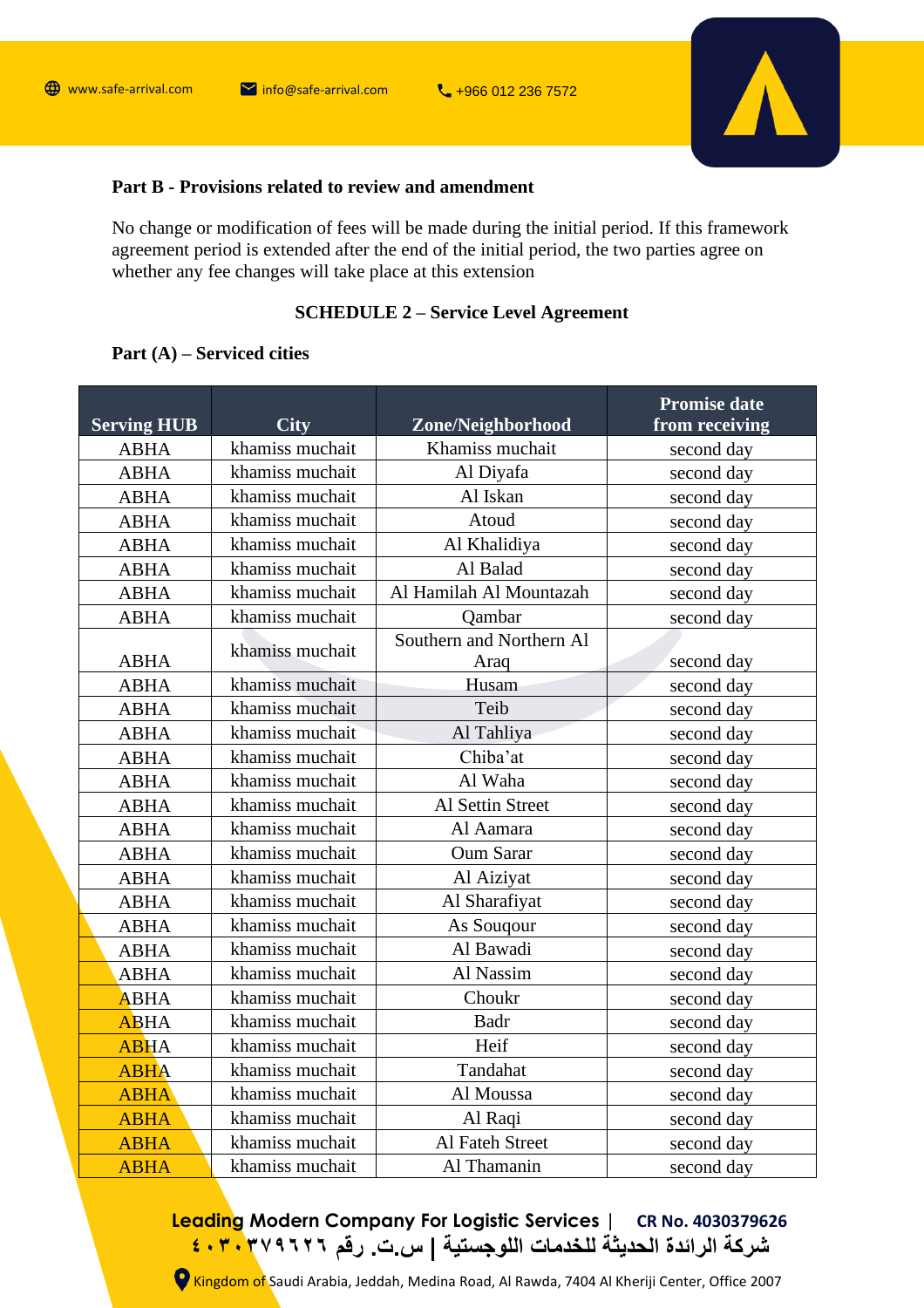**Part B - Provisions related to review and amendment**

No change or modification of fees will be made during the initial period. If this framework agreement period is extended after the end of the initial period, the two parties agree on whether any fee changes will take place at this extension

**SCHEDULE 2 – Service Level Agreement**

**Part (A) – Serviced cities**

| Serving HUB | City | Zone/Neighborhood | Promise date from receiving |
|---|---|---|---|
| ABHA | khamiss muchait | Khamiss muchait | second day |
| ABHA | khamiss muchait | Al Diyafa | second day |
| ABHA | khamiss muchait | Al Iskan | second day |
| ABHA | khamiss muchait | Atoud | second day |
| ABHA | khamiss muchait | Al Khalidiya | second day |
| ABHA | khamiss muchait | Al Balad | second day |
| ABHA | khamiss muchait | Al Hamilah Al Mountazah | second day |
| ABHA | khamiss muchait | Qambar | second day |
| ABHA | khamiss muchait | Southern and Northern Al Araq | second day |
| ABHA | khamiss muchait | Husam | second day |
| ABHA | khamiss muchait | Teib | second day |
| ABHA | khamiss muchait | Al Tahliya | second day |
| ABHA | khamiss muchait | Chiba'at | second day |
| ABHA | khamiss muchait | Al Waha | second day |
| ABHA | khamiss muchait | Al Settin Street | second day |
| ABHA | khamiss muchait | Al Aamara | second day |
| ABHA | khamiss muchait | Oum Sarar | second day |
| ABHA | khamiss muchait | Al Aiziyat | second day |
| ABHA | khamiss muchait | Al Sharafiyat | second day |
| ABHA | khamiss muchait | As Souqour | second day |
| ABHA | khamiss muchait | Al Bawadi | second day |
| ABHA | khamiss muchait | Al Nassim | second day |
| ABHA | khamiss muchait | Choukr | second day |
| ABHA | khamiss muchait | Badr | second day |
| ABHA | khamiss muchait | Heif | second day |
| ABHA | khamiss muchait | Tandahat | second day |
| ABHA | khamiss muchait | Al Moussa | second day |
| ABHA | khamiss muchait | Al Raqi | second day |
| ABHA | khamiss muchait | Al Fateh Street | second day |
| ABHA | khamiss muchait | Al Thamanin | second day |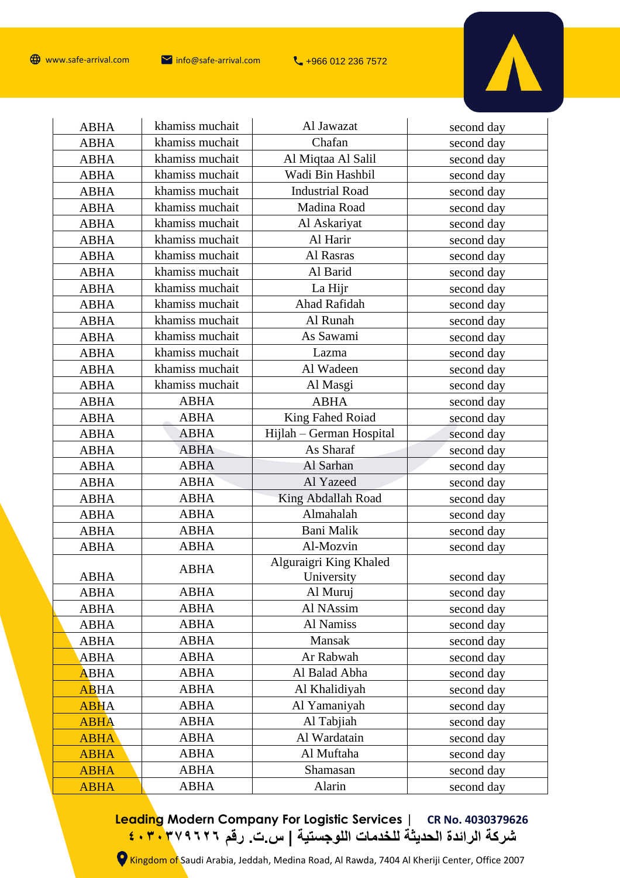| ABHA | khamiss muchait | Al Jawazat | second day |
|---|---|---|---|
| ABHA | khamiss muchait | Chafan | second day |
| ABHA | khamiss muchait | Al Miqtaa Al Salil | second day |
| ABHA | khamiss muchait | Wadi Bin Hashbil | second day |
| ABHA | khamiss muchait | Industrial Road | second day |
| ABHA | khamiss muchait | Madina Road | second day |
| ABHA | khamiss muchait | Al Askariyat | second day |
| ABHA | khamiss muchait | Al Harir | second day |
| ABHA | khamiss muchait | Al Rasras | second day |
| ABHA | khamiss muchait | Al Barid | second day |
| ABHA | khamiss muchait | La Hijr | second day |
| ABHA | khamiss muchait | Ahad Rafidah | second day |
| ABHA | khamiss muchait | Al Runah | second day |
| ABHA | khamiss muchait | As Sawami | second day |
| ABHA | khamiss muchait | Lazma | second day |
| ABHA | khamiss muchait | Al Wadeen | second day |
| ABHA | khamiss muchait | Al Masgi | second day |
| ABHA | ABHA | ABHA | second day |
| ABHA | ABHA | King Fahed Roiad | second day |
| ABHA | ABHA | Hijlah – German Hospital | second day |
| ABHA | ABHA | As Sharaf | second day |
| ABHA | ABHA | Al Sarhan | second day |
| ABHA | ABHA | Al Yazeed | second day |
| ABHA | ABHA | King Abdallah Road | second day |
| ABHA | ABHA | Almahalah | second day |
| ABHA | ABHA | Bani Malik | second day |
| ABHA | ABHA | Al-Mozvin | second day |
| ABHA | ABHA | Alguraigri King Khaled University | second day |
| ABHA | ABHA | Al Muruj | second day |
| ABHA | ABHA | Al NAssim | second day |
| ABHA | ABHA | Al Namiss | second day |
| ABHA | ABHA | Mansak | second day |
| ABHA | ABHA | Ar Rabwah | second day |
| ABHA | ABHA | Al Balad Abha | second day |
| ABHA | ABHA | Al Khalidiyah | second day |
| ABHA | ABHA | Al Yamaniyah | second day |
| ABHA | ABHA | Al Tabjiah | second day |
| ABHA | ABHA | Al Wardatain | second day |
| ABHA | ABHA | Al Muftaha | second day |
| ABHA | ABHA | Shamasan | second day |
| ABHA | ABHA | Alarin | second day |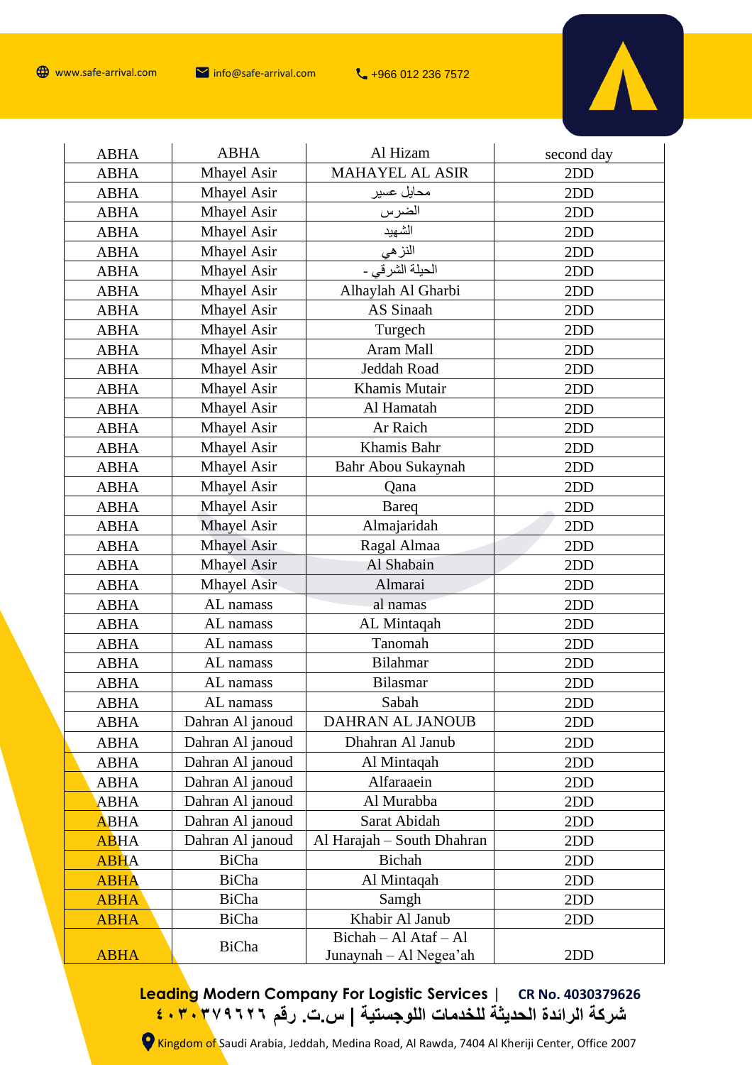| ABHA | ABHA | Al Hizam | second day |
|---|---|---|---|
| ABHA | Mhayel Asir | MAHAYEL AL ASIR | 2DD |
| ABHA | Mhayel Asir | محايل عسير | 2DD |
| ABHA | Mhayel Asir | الضرس | 2DD |
| ABHA | Mhayel Asir | الشهيد | 2DD |
| ABHA | Mhayel Asir | النزهي | 2DD |
| ABHA | Mhayel Asir | الحيلة الشرقي - | 2DD |
| ABHA | Mhayel Asir | Alhaylah Al Gharbi | 2DD |
| ABHA | Mhayel Asir | AS Sinaah | 2DD |
| ABHA | Mhayel Asir | Turgech | 2DD |
| ABHA | Mhayel Asir | Aram Mall | 2DD |
| ABHA | Mhayel Asir | Jeddah Road | 2DD |
| ABHA | Mhayel Asir | Khamis Mutair | 2DD |
| ABHA | Mhayel Asir | Al Hamatah | 2DD |
| ABHA | Mhayel Asir | Ar Raich | 2DD |
| ABHA | Mhayel Asir | Khamis Bahr | 2DD |
| ABHA | Mhayel Asir | Bahr Abou Sukaynah | 2DD |
| ABHA | Mhayel Asir | Qana | 2DD |
| ABHA | Mhayel Asir | Bareq | 2DD |
| ABHA | Mhayel Asir | Almajaridah | 2DD |
| ABHA | Mhayel Asir | Ragal Almaa | 2DD |
| ABHA | Mhayel Asir | Al Shabain | 2DD |
| ABHA | Mhayel Asir | Almarai | 2DD |
| ABHA | AL namass | al namas | 2DD |
| ABHA | AL namass | AL Mintaqah | 2DD |
| ABHA | AL namass | Tanomah | 2DD |
| ABHA | AL namass | Bilahmar | 2DD |
| ABHA | AL namass | Bilasmar | 2DD |
| ABHA | AL namass | Sabah | 2DD |
| ABHA | Dahran Al janoud | DAHRAN AL JANOUB | 2DD |
| ABHA | Dahran Al janoud | Dhahran Al Janub | 2DD |
| ABHA | Dahran Al janoud | Al Mintaqah | 2DD |
| ABHA | Dahran Al janoud | Alfaraaein | 2DD |
| ABHA | Dahran Al janoud | Al Murabba | 2DD |
| ABHA | Dahran Al janoud | Sarat Abidah | 2DD |
| ABHA | Dahran Al janoud | Al Harajah – South Dhahran | 2DD |
| ABHA | BiCha | Bichah | 2DD |
| ABHA | BiCha | Al Mintaqah | 2DD |
| ABHA | BiCha | Samgh | 2DD |
| ABHA | BiCha | Khabir Al Janub | 2DD |
| ABHA | BiCha | Bichah – Al Ataf – Al Junaynah – Al Negea'ah | 2DD |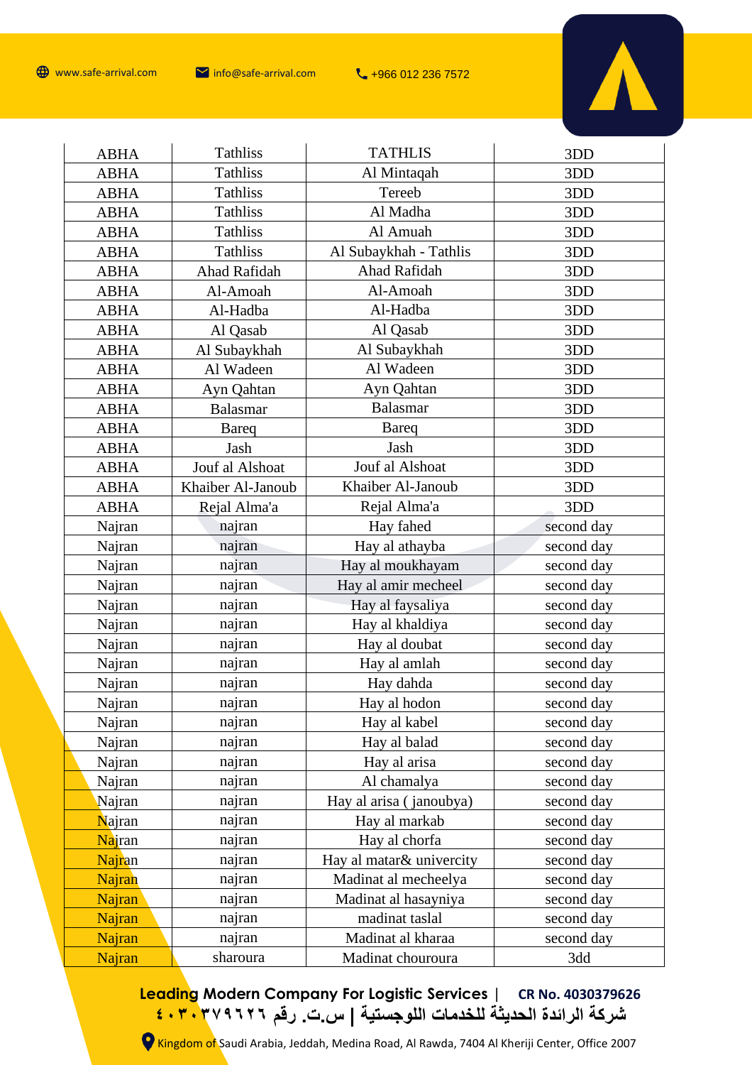| ABHA | Tathliss | TATHLIS | 3DD |
|---|---|---|---|
| ABHA | Tathliss | Al Mintaqah | 3DD |
| ABHA | Tathliss | Tereeb | 3DD |
| ABHA | Tathliss | Al Madha | 3DD |
| ABHA | Tathliss | Al Amuah | 3DD |
| ABHA | Tathliss | Al Subaykhah - Tathlis | 3DD |
| ABHA | Ahad Rafidah | Ahad Rafidah | 3DD |
| ABHA | Al-Amoah | Al-Amoah | 3DD |
| ABHA | Al-Hadba | Al-Hadba | 3DD |
| ABHA | Al Qasab | Al Qasab | 3DD |
| ABHA | Al Subaykhah | Al Subaykhah | 3DD |
| ABHA | Al Wadeen | Al Wadeen | 3DD |
| ABHA | Ayn Qahtan | Ayn Qahtan | 3DD |
| ABHA | Balasmar | Balasmar | 3DD |
| ABHA | Bareq | Bareq | 3DD |
| ABHA | Jash | Jash | 3DD |
| ABHA | Jouf al Alshoat | Jouf al Alshoat | 3DD |
| ABHA | Khaiber Al-Janoub | Khaiber Al-Janoub | 3DD |
| ABHA | Rejal Alma'a | Rejal Alma'a | 3DD |
| Najran | najran | Hay fahed | second day |
| Najran | najran | Hay al athayba | second day |
| Najran | najran | Hay al moukhayam | second day |
| Najran | najran | Hay al amir mecheel | second day |
| Najran | najran | Hay al faysaliya | second day |
| Najran | najran | Hay al khaldiya | second day |
| Najran | najran | Hay al doubat | second day |
| Najran | najran | Hay al amlah | second day |
| Najran | najran | Hay dahda | second day |
| Najran | najran | Hay al hodon | second day |
| Najran | najran | Hay al kabel | second day |
| Najran | najran | Hay al balad | second day |
| Najran | najran | Hay al arisa | second day |
| Najran | najran | Al chamalya | second day |
| Najran | najran | Hay al arisa ( janoubya) | second day |
| Najran | najran | Hay al markab | second day |
| Najran | najran | Hay al chorfa | second day |
| Najran | najran | Hay al matar& univercity | second day |
| Najran | najran | Madinat al mecheelya | second day |
| Najran | najran | Madinat al hasayniya | second day |
| Najran | najran | madinat taslal | second day |
| Najran | najran | Madinat al kharaa | second day |
| Najran | sharoura | Madinat chouroura | 3dd |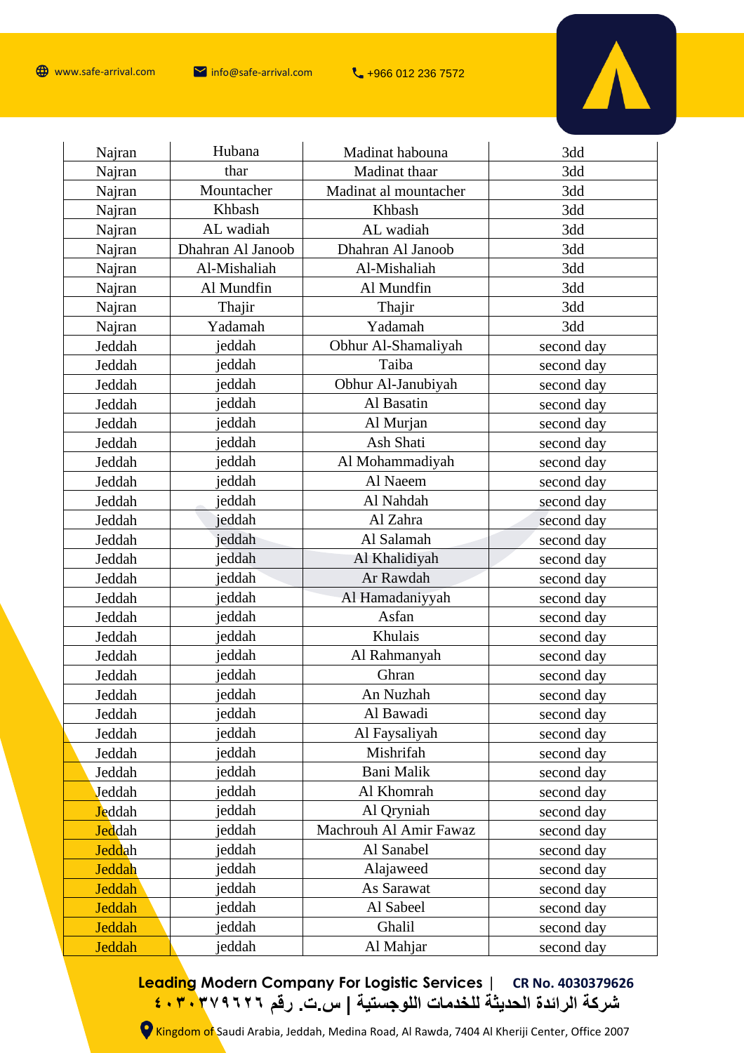| Najran | Hubana | Madinat habouna | 3dd |
|---|---|---|---|
| Najran | thar | Madinat thaar | 3dd |
| Najran | Mountacher | Madinat al mountacher | 3dd |
| Najran | Khbash | Khbash | 3dd |
| Najran | AL wadiah | AL wadiah | 3dd |
| Najran | Dhahran Al Janoob | Dhahran Al Janoob | 3dd |
| Najran | Al-Mishaliah | Al-Mishaliah | 3dd |
| Najran | Al Mundfin | Al Mundfin | 3dd |
| Najran | Thajir | Thajir | 3dd |
| Najran | Yadamah | Yadamah | 3dd |
| Jeddah | jeddah | Obhur Al-Shamaliyah | second day |
| Jeddah | jeddah | Taiba | second day |
| Jeddah | jeddah | Obhur Al-Janubiyah | second day |
| Jeddah | jeddah | Al Basatin | second day |
| Jeddah | jeddah | Al Murjan | second day |
| Jeddah | jeddah | Ash Shati | second day |
| Jeddah | jeddah | Al Mohammadiyah | second day |
| Jeddah | jeddah | Al Naeem | second day |
| Jeddah | jeddah | Al Nahdah | second day |
| Jeddah | jeddah | Al Zahra | second day |
| Jeddah | jeddah | Al Salamah | second day |
| Jeddah | jeddah | Al Khalidiyah | second day |
| Jeddah | jeddah | Ar Rawdah | second day |
| Jeddah | jeddah | Al Hamadaniyyah | second day |
| Jeddah | jeddah | Asfan | second day |
| Jeddah | jeddah | Khulais | second day |
| Jeddah | jeddah | Al Rahmanyah | second day |
| Jeddah | jeddah | Ghran | second day |
| Jeddah | jeddah | An Nuzhah | second day |
| Jeddah | jeddah | Al Bawadi | second day |
| Jeddah | jeddah | Al Faysaliyah | second day |
| Jeddah | jeddah | Mishrifah | second day |
| Jeddah | jeddah | Bani Malik | second day |
| Jeddah | jeddah | Al Khomrah | second day |
| Jeddah | jeddah | Al Qryniah | second day |
| Jeddah | jeddah | Machrouh Al Amir Fawaz | second day |
| Jeddah | jeddah | Al Sanabel | second day |
| Jeddah | jeddah | Alajaweed | second day |
| Jeddah | jeddah | As Sarawat | second day |
| Jeddah | jeddah | Al Sabeel | second day |
| Jeddah | jeddah | Ghalil | second day |
| Jeddah | jeddah | Al Mahjar | second day |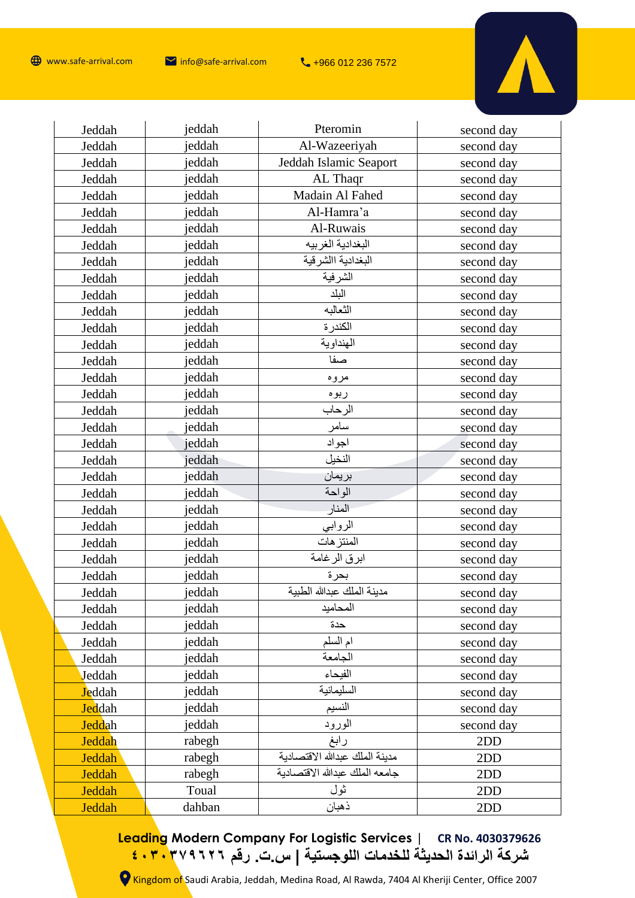| Jeddah | jeddah | Pteromin | second day |
|---|---|---|---|
| Jeddah | jeddah | Al-Wazeeriyah | second day |
| Jeddah | jeddah | Jeddah Islamic Seaport | second day |
| Jeddah | jeddah | AL Thaqr | second day |
| Jeddah | jeddah | Madain Al Fahed | second day |
| Jeddah | jeddah | Al-Hamra’a | second day |
| Jeddah | jeddah | Al-Ruwais | second day |
| Jeddah | jeddah | البغدادية الغربيه | second day |
| Jeddah | jeddah | البغدادية االشرقية | second day |
| Jeddah | jeddah | الشرفية | second day |
| Jeddah | jeddah | البلد | second day |
| Jeddah | jeddah | الثعالبه | second day |
| Jeddah | jeddah | الكندرة | second day |
| Jeddah | jeddah | الهنداوية | second day |
| Jeddah | jeddah | صفا | second day |
| Jeddah | jeddah | مروه | second day |
| Jeddah | jeddah | ربوه | second day |
| Jeddah | jeddah | الرحاب | second day |
| Jeddah | jeddah | سامر | second day |
| Jeddah | jeddah | اجواد | second day |
| Jeddah | jeddah | النخيل | second day |
| Jeddah | jeddah | بريمان | second day |
| Jeddah | jeddah | الواحة | second day |
| Jeddah | jeddah | المنار | second day |
| Jeddah | jeddah | الروابي | second day |
| Jeddah | jeddah | المنتزهات | second day |
| Jeddah | jeddah | ابرق الرغامة | second day |
| Jeddah | jeddah | بحرة | second day |
| Jeddah | jeddah | مدينة الملك عبدالله الطبية | second day |
| Jeddah | jeddah | المحاميد | second day |
| Jeddah | jeddah | حدة | second day |
| Jeddah | jeddah | ام السلم | second day |
| Jeddah | jeddah | الجامعة | second day |
| Jeddah | jeddah | الفيحاء | second day |
| Jeddah | jeddah | السليمانية | second day |
| Jeddah | jeddah | النسيم | second day |
| Jeddah | jeddah | الورود | second day |
| Jeddah | rabegh | رابغ | 2DD |
| Jeddah | rabegh | مدينة الملك عبدالله الاقتصادية | 2DD |
| Jeddah | rabegh | جامعه الملك عبدالله الاقتصادية | 2DD |
| Jeddah | Toual | ثول | 2DD |
| Jeddah | dahban | ذهبان | 2DD |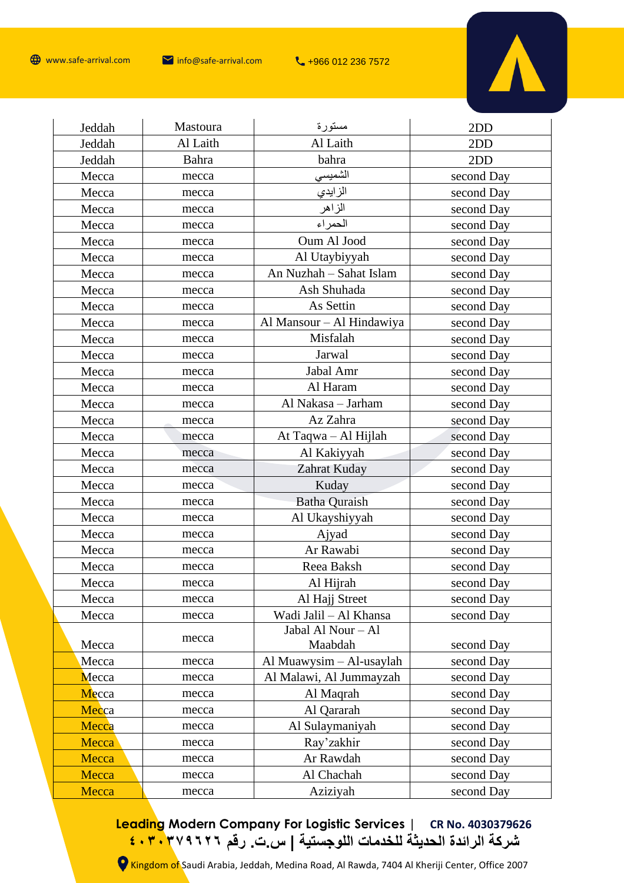| Jeddah | Mastoura | مستورة | 2DD |
|---|---|---|---|
| Jeddah | Al Laith | Al Laith | 2DD |
| Jeddah | Bahra | bahra | 2DD |
| Mecca | mecca | الشميسي | second Day |
| Mecca | mecca | الزايدي | second Day |
| Mecca | mecca | الزاهر | second Day |
| Mecca | mecca | الحمراء | second Day |
| Mecca | mecca | Oum Al Jood | second Day |
| Mecca | mecca | Al Utaybiyyah | second Day |
| Mecca | mecca | An Nuzhah – Sahat Islam | second Day |
| Mecca | mecca | Ash Shuhada | second Day |
| Mecca | mecca | As Settin | second Day |
| Mecca | mecca | Al Mansour – Al Hindawiya | second Day |
| Mecca | mecca | Misfalah | second Day |
| Mecca | mecca | Jarwal | second Day |
| Mecca | mecca | Jabal Amr | second Day |
| Mecca | mecca | Al Haram | second Day |
| Mecca | mecca | Al Nakasa – Jarham | second Day |
| Mecca | mecca | Az Zahra | second Day |
| Mecca | mecca | At Taqwa – Al Hijlah | second Day |
| Mecca | mecca | Al Kakiyyah | second Day |
| Mecca | mecca | Zahrat Kuday | second Day |
| Mecca | mecca | Kuday | second Day |
| Mecca | mecca | Batha Quraish | second Day |
| Mecca | mecca | Al Ukayshiyyah | second Day |
| Mecca | mecca | Ajyad | second Day |
| Mecca | mecca | Ar Rawabi | second Day |
| Mecca | mecca | Reea Baksh | second Day |
| Mecca | mecca | Al Hijrah | second Day |
| Mecca | mecca | Al Hajj Street | second Day |
| Mecca | mecca | Wadi Jalil – Al Khansa | second Day |
| Mecca | mecca | Jabal Al Nour – Al Maabdah | second Day |
| Mecca | mecca | Al Muawysim – Al-usaylah | second Day |
| Mecca | mecca | Al Malawi, Al Jummayzah | second Day |
| Mecca | mecca | Al Maqrah | second Day |
| Mecca | mecca | Al Qararah | second Day |
| Mecca | mecca | Al Sulaymaniyah | second Day |
| Mecca | mecca | Ray'zakhir | second Day |
| Mecca | mecca | Ar Rawdah | second Day |
| Mecca | mecca | Al Chachah | second Day |
| Mecca | mecca | Aziziyah | second Day |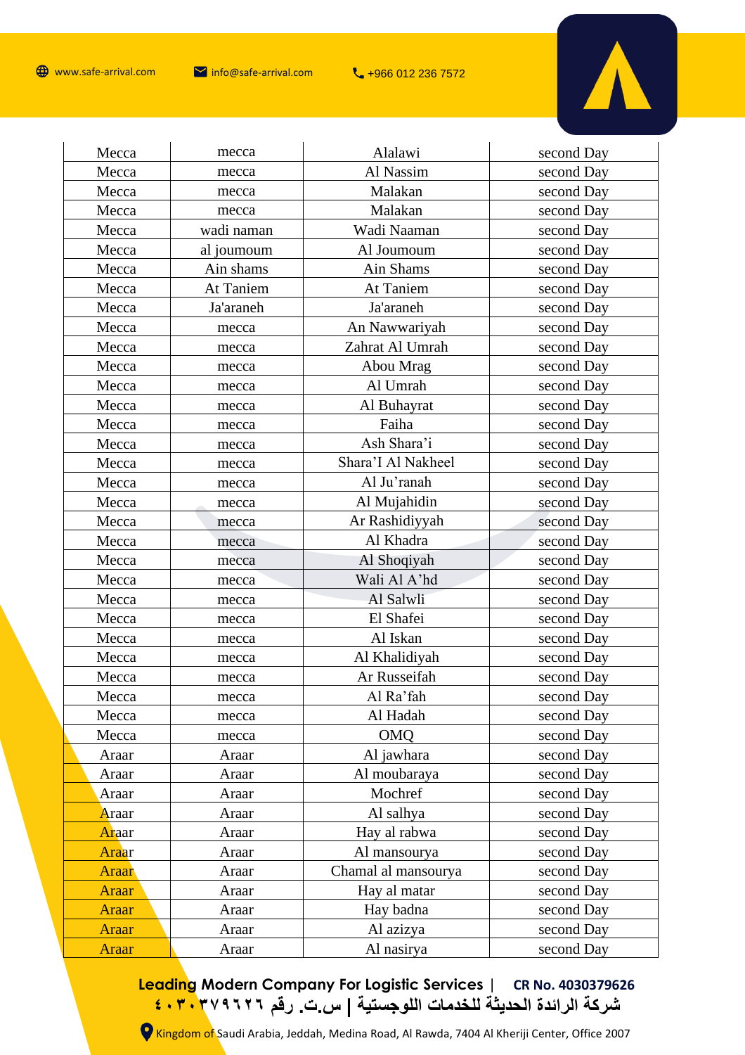| Mecca | mecca | Alalawi | second Day |
|---|---|---|---|
| Mecca | mecca | Al Nassim | second Day |
| Mecca | mecca | Malakan | second Day |
| Mecca | mecca | Malakan | second Day |
| Mecca | wadi naman | Wadi Naaman | second Day |
| Mecca | al joumoum | Al Joumoum | second Day |
| Mecca | Ain shams | Ain Shams | second Day |
| Mecca | At Taniem | At Taniem | second Day |
| Mecca | Ja'araneh | Ja'araneh | second Day |
| Mecca | mecca | An Nawwariyah | second Day |
| Mecca | mecca | Zahrat Al Umrah | second Day |
| Mecca | mecca | Abou Mrag | second Day |
| Mecca | mecca | Al Umrah | second Day |
| Mecca | mecca | Al Buhayrat | second Day |
| Mecca | mecca | Faiha | second Day |
| Mecca | mecca | Ash Shara'i | second Day |
| Mecca | mecca | Shara'I Al Nakheel | second Day |
| Mecca | mecca | Al Ju'ranah | second Day |
| Mecca | mecca | Al Mujahidin | second Day |
| Mecca | mecca | Ar Rashidiyyah | second Day |
| Mecca | mecca | Al Khadra | second Day |
| Mecca | mecca | Al Shoqiyah | second Day |
| Mecca | mecca | Wali Al A'hd | second Day |
| Mecca | mecca | Al Salwli | second Day |
| Mecca | mecca | El Shafei | second Day |
| Mecca | mecca | Al Iskan | second Day |
| Mecca | mecca | Al Khalidiyah | second Day |
| Mecca | mecca | Ar Russeifah | second Day |
| Mecca | mecca | Al Ra'fah | second Day |
| Mecca | mecca | Al Hadah | second Day |
| Mecca | mecca | OMQ | second Day |
| Araar | Araar | Al jawhara | second Day |
| Araar | Araar | Al moubaraya | second Day |
| Araar | Araar | Mochref | second Day |
| Araar | Araar | Al salhya | second Day |
| Araar | Araar | Hay al rabwa | second Day |
| Araar | Araar | Al mansourya | second Day |
| Araar | Araar | Chamal al mansourya | second Day |
| Araar | Araar | Hay al matar | second Day |
| Araar | Araar | Hay badna | second Day |
| Araar | Araar | Al azizya | second Day |
| Araar | Araar | Al nasirya | second Day |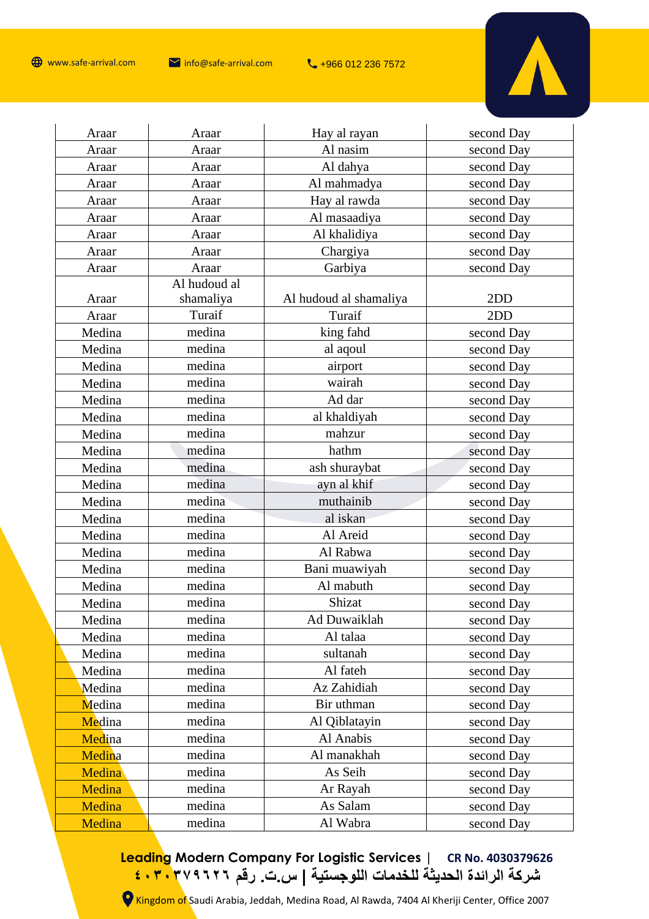| Araar | Araar | Hay al rayan | second Day |
|---|---|---|---|
| Araar | Araar | Al nasim | second Day |
| Araar | Araar | Al dahya | second Day |
| Araar | Araar | Al mahmadya | second Day |
| Araar | Araar | Hay al rawda | second Day |
| Araar | Araar | Al masaadiya | second Day |
| Araar | Araar | Al khalidiya | second Day |
| Araar | Araar | Chargiya | second Day |
| Araar | Araar | Garbiya | second Day |
| Araar | Al hudoud al shamaliya | Al hudoud al shamaliya | 2DD |
| Araar | Turaif | Turaif | 2DD |
| Medina | medina | king fahd | second Day |
| Medina | medina | al aqoul | second Day |
| Medina | medina | airport | second Day |
| Medina | medina | wairah | second Day |
| Medina | medina | Ad dar | second Day |
| Medina | medina | al khaldiyah | second Day |
| Medina | medina | mahzur | second Day |
| Medina | medina | hathm | second Day |
| Medina | medina | ash shuraybat | second Day |
| Medina | medina | ayn al khif | second Day |
| Medina | medina | muthainib | second Day |
| Medina | medina | al iskan | second Day |
| Medina | medina | Al Areid | second Day |
| Medina | medina | Al Rabwa | second Day |
| Medina | medina | Bani muawiyah | second Day |
| Medina | medina | Al mabuth | second Day |
| Medina | medina | Shizat | second Day |
| Medina | medina | Ad Duwaiklah | second Day |
| Medina | medina | Al talaa | second Day |
| Medina | medina | sultanah | second Day |
| Medina | medina | Al fateh | second Day |
| Medina | medina | Az Zahidiah | second Day |
| Medina | medina | Bir uthman | second Day |
| Medina | medina | Al Qiblatayin | second Day |
| Medina | medina | Al Anabis | second Day |
| Medina | medina | Al manakhah | second Day |
| Medina | medina | As Seih | second Day |
| Medina | medina | Ar Rayah | second Day |
| Medina | medina | As Salam | second Day |
| Medina | medina | Al Wabra | second Day |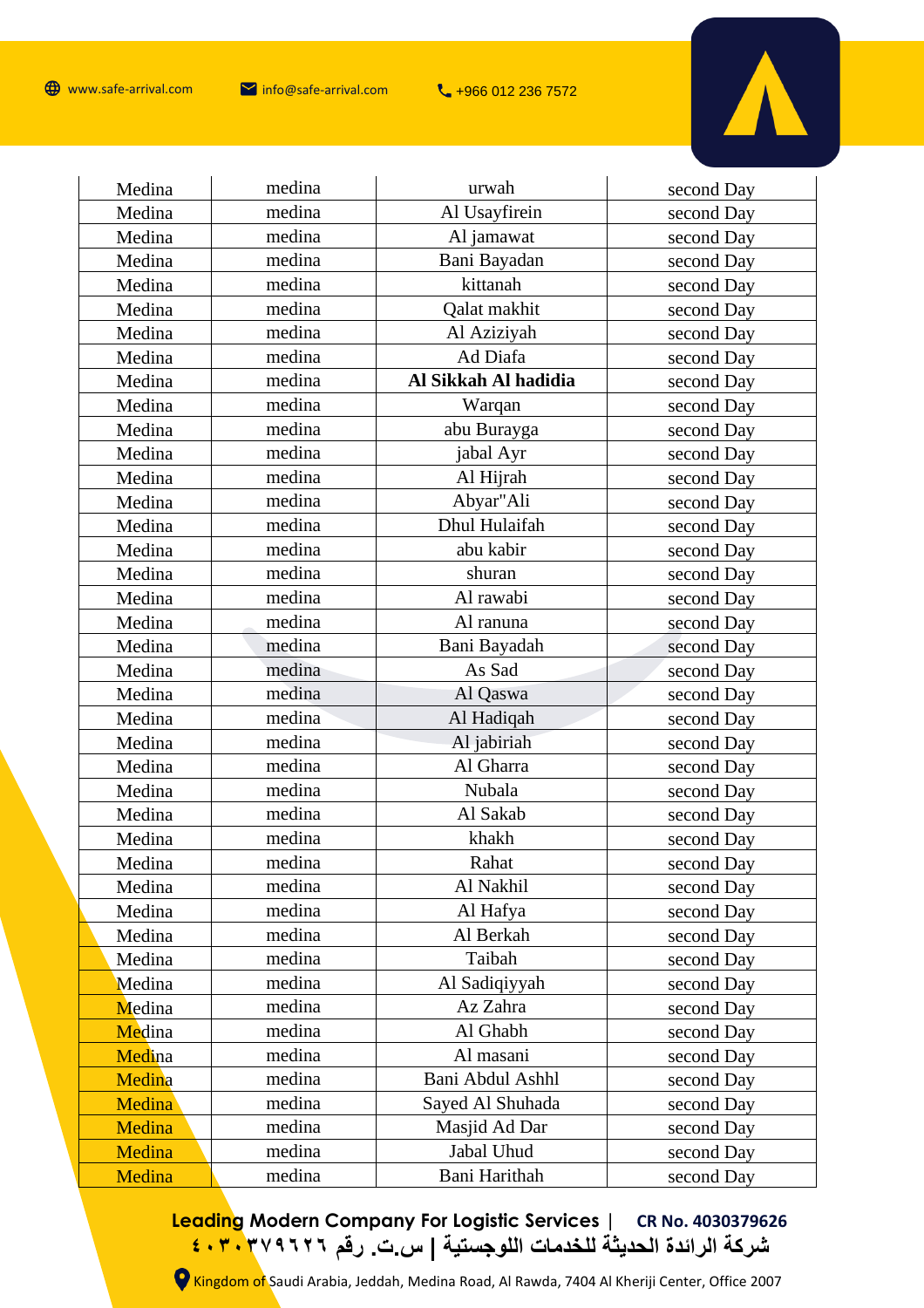| Medina | medina | urwah | second Day |
|---|---|---|---|
| Medina | medina | Al Usayfirein | second Day |
| Medina | medina | Al jamawat | second Day |
| Medina | medina | Bani Bayadan | second Day |
| Medina | medina | kittanah | second Day |
| Medina | medina | Qalat makhit | second Day |
| Medina | medina | Al Aziziyah | second Day |
| Medina | medina | Ad Diafa | second Day |
| Medina | medina | **Al Sikkah Al hadidia** | second Day |
| Medina | medina | Warqan | second Day |
| Medina | medina | abu Burayga | second Day |
| Medina | medina | jabal Ayr | second Day |
| Medina | medina | Al Hijrah | second Day |
| Medina | medina | Abyar"Ali | second Day |
| Medina | medina | Dhul Hulaifah | second Day |
| Medina | medina | abu kabir | second Day |
| Medina | medina | shuran | second Day |
| Medina | medina | Al rawabi | second Day |
| Medina | medina | Al ranuna | second Day |
| Medina | medina | Bani Bayadah | second Day |
| Medina | medina | As Sad | second Day |
| Medina | medina | Al Qaswa | second Day |
| Medina | medina | Al Hadiqah | second Day |
| Medina | medina | Al jabiriah | second Day |
| Medina | medina | Al Gharra | second Day |
| Medina | medina | Nubala | second Day |
| Medina | medina | Al Sakab | second Day |
| Medina | medina | khakh | second Day |
| Medina | medina | Rahat | second Day |
| Medina | medina | Al Nakhil | second Day |
| Medina | medina | Al Hafya | second Day |
| Medina | medina | Al Berkah | second Day |
| Medina | medina | Taibah | second Day |
| Medina | medina | Al Sadiqiyyah | second Day |
| Medina | medina | Az Zahra | second Day |
| Medina | medina | Al Ghabh | second Day |
| Medina | medina | Al masani | second Day |
| Medina | medina | Bani Abdul Ashhl | second Day |
| Medina | medina | Sayed Al Shuhada | second Day |
| Medina | medina | Masjid Ad Dar | second Day |
| Medina | medina | Jabal Uhud | second Day |
| Medina | medina | Bani Harithah | second Day |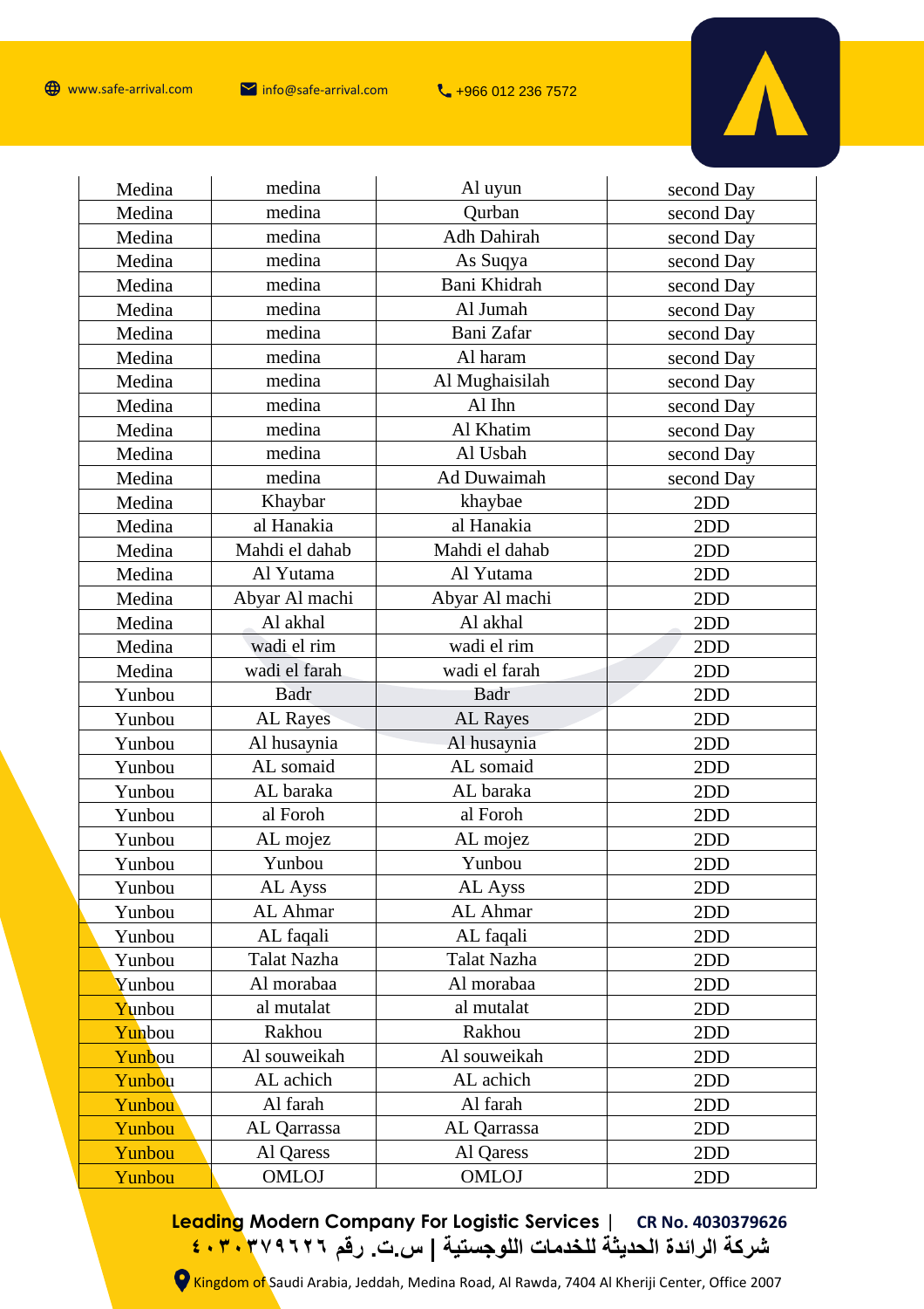| Medina | medina | Al uyun | second Day |
|---|---|---|---|
| Medina | medina | Qurban | second Day |
| Medina | medina | Adh Dahirah | second Day |
| Medina | medina | As Suqya | second Day |
| Medina | medina | Bani Khidrah | second Day |
| Medina | medina | Al Jumah | second Day |
| Medina | medina | Bani Zafar | second Day |
| Medina | medina | Al haram | second Day |
| Medina | medina | Al Mughaisilah | second Day |
| Medina | medina | Al Ihn | second Day |
| Medina | medina | Al Khatim | second Day |
| Medina | medina | Al Usbah | second Day |
| Medina | medina | Ad Duwaimah | second Day |
| Medina | Khaybar | khaybae | 2DD |
| Medina | al Hanakia | al Hanakia | 2DD |
| Medina | Mahdi el dahab | Mahdi el dahab | 2DD |
| Medina | Al Yutama | Al Yutama | 2DD |
| Medina | Abyar Al machi | Abyar Al machi | 2DD |
| Medina | Al akhal | Al akhal | 2DD |
| Medina | wadi el rim | wadi el rim | 2DD |
| Medina | wadi el farah | wadi el farah | 2DD |
| Yunbou | Badr | Badr | 2DD |
| Yunbou | AL Rayes | AL Rayes | 2DD |
| Yunbou | Al husaynia | Al husaynia | 2DD |
| Yunbou | AL somaid | AL somaid | 2DD |
| Yunbou | AL baraka | AL baraka | 2DD |
| Yunbou | al Foroh | al Foroh | 2DD |
| Yunbou | AL mojez | AL mojez | 2DD |
| Yunbou | Yunbou | Yunbou | 2DD |
| Yunbou | AL Ayss | AL Ayss | 2DD |
| Yunbou | AL Ahmar | AL Ahmar | 2DD |
| Yunbou | AL faqali | AL faqali | 2DD |
| Yunbou | Talat Nazha | Talat Nazha | 2DD |
| Yunbou | Al morabaa | Al morabaa | 2DD |
| Yunbou | al mutalat | al mutalat | 2DD |
| Yunbou | Rakhou | Rakhou | 2DD |
| Yunbou | Al souweikah | Al souweikah | 2DD |
| Yunbou | AL achich | AL achich | 2DD |
| Yunbou | Al farah | Al farah | 2DD |
| Yunbou | AL Qarrassa | AL Qarrassa | 2DD |
| Yunbou | Al Qaress | Al Qaress | 2DD |
| Yunbou | OMLOJ | OMLOJ | 2DD |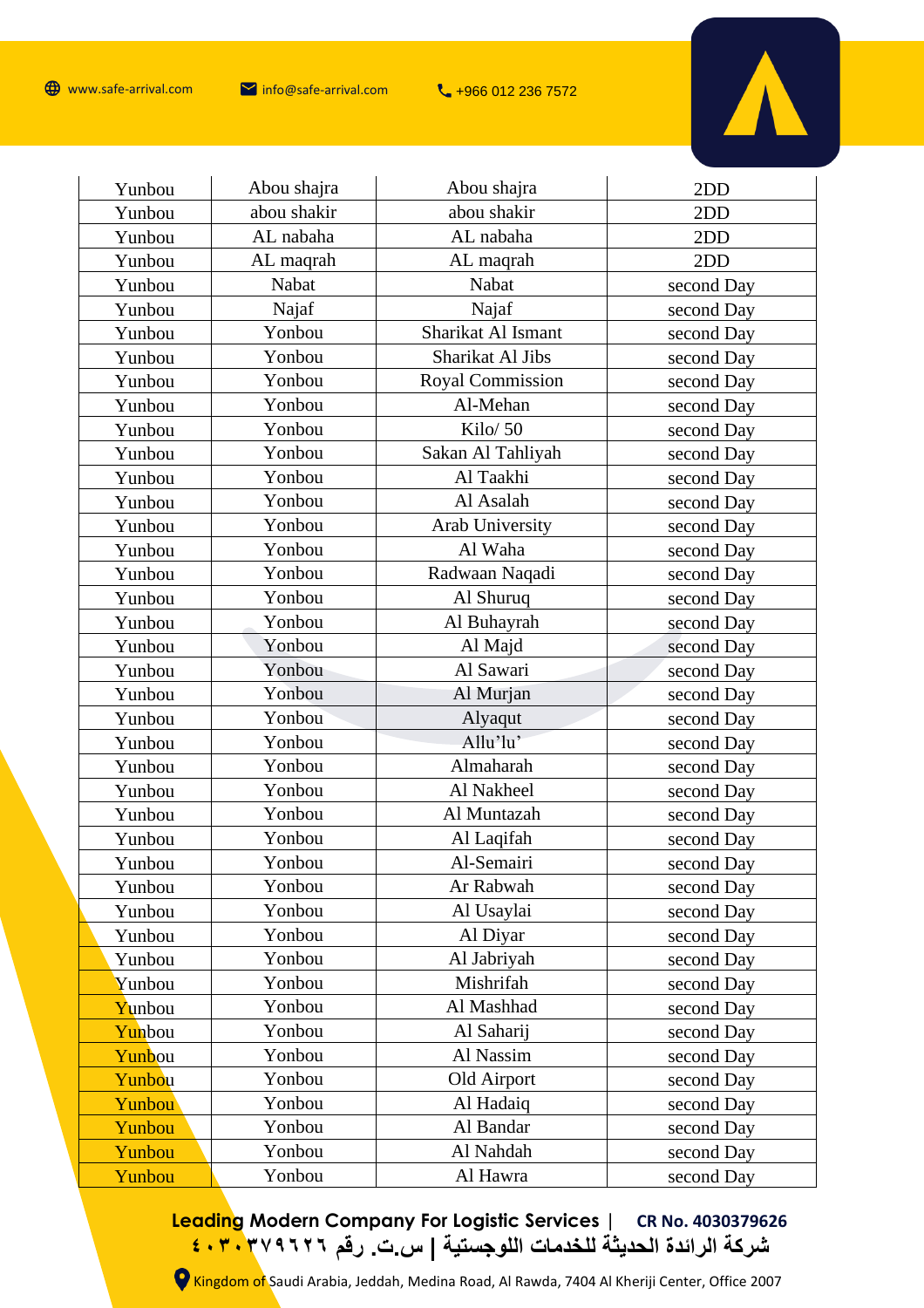| Yunbou | Abou shajra | Abou shajra | 2DD |
|---|---|---|---|
| Yunbou | abou shakir | abou shakir | 2DD |
| Yunbou | AL nabaha | AL nabaha | 2DD |
| Yunbou | AL maqrah | AL maqrah | 2DD |
| Yunbou | Nabat | Nabat | second Day |
| Yunbou | Najaf | Najaf | second Day |
| Yunbou | Yonbou | Sharikat Al Ismant | second Day |
| Yunbou | Yonbou | Sharikat Al Jibs | second Day |
| Yunbou | Yonbou | Royal Commission | second Day |
| Yunbou | Yonbou | Al-Mehan | second Day |
| Yunbou | Yonbou | Kilo/ 50 | second Day |
| Yunbou | Yonbou | Sakan Al Tahliyah | second Day |
| Yunbou | Yonbou | Al Taakhi | second Day |
| Yunbou | Yonbou | Al Asalah | second Day |
| Yunbou | Yonbou | Arab University | second Day |
| Yunbou | Yonbou | Al Waha | second Day |
| Yunbou | Yonbou | Radwaan Naqadi | second Day |
| Yunbou | Yonbou | Al Shuruq | second Day |
| Yunbou | Yonbou | Al Buhayrah | second Day |
| Yunbou | Yonbou | Al Majd | second Day |
| Yunbou | Yonbou | Al Sawari | second Day |
| Yunbou | Yonbou | Al Murjan | second Day |
| Yunbou | Yonbou | Alyaqut | second Day |
| Yunbou | Yonbou | Allu'lu' | second Day |
| Yunbou | Yonbou | Almaharah | second Day |
| Yunbou | Yonbou | Al Nakheel | second Day |
| Yunbou | Yonbou | Al Muntazah | second Day |
| Yunbou | Yonbou | Al Laqifah | second Day |
| Yunbou | Yonbou | Al-Semairi | second Day |
| Yunbou | Yonbou | Ar Rabwah | second Day |
| Yunbou | Yonbou | Al Usaylai | second Day |
| Yunbou | Yonbou | Al Diyar | second Day |
| Yunbou | Yonbou | Al Jabriyah | second Day |
| Yunbou | Yonbou | Mishrifah | second Day |
| Yunbou | Yonbou | Al Mashhad | second Day |
| Yunbou | Yonbou | Al Saharij | second Day |
| Yunbou | Yonbou | Al Nassim | second Day |
| Yunbou | Yonbou | Old Airport | second Day |
| Yunbou | Yonbou | Al Hadaiq | second Day |
| Yunbou | Yonbou | Al Bandar | second Day |
| Yunbou | Yonbou | Al Nahdah | second Day |
| Yunbou | Yonbou | Al Hawra | second Day |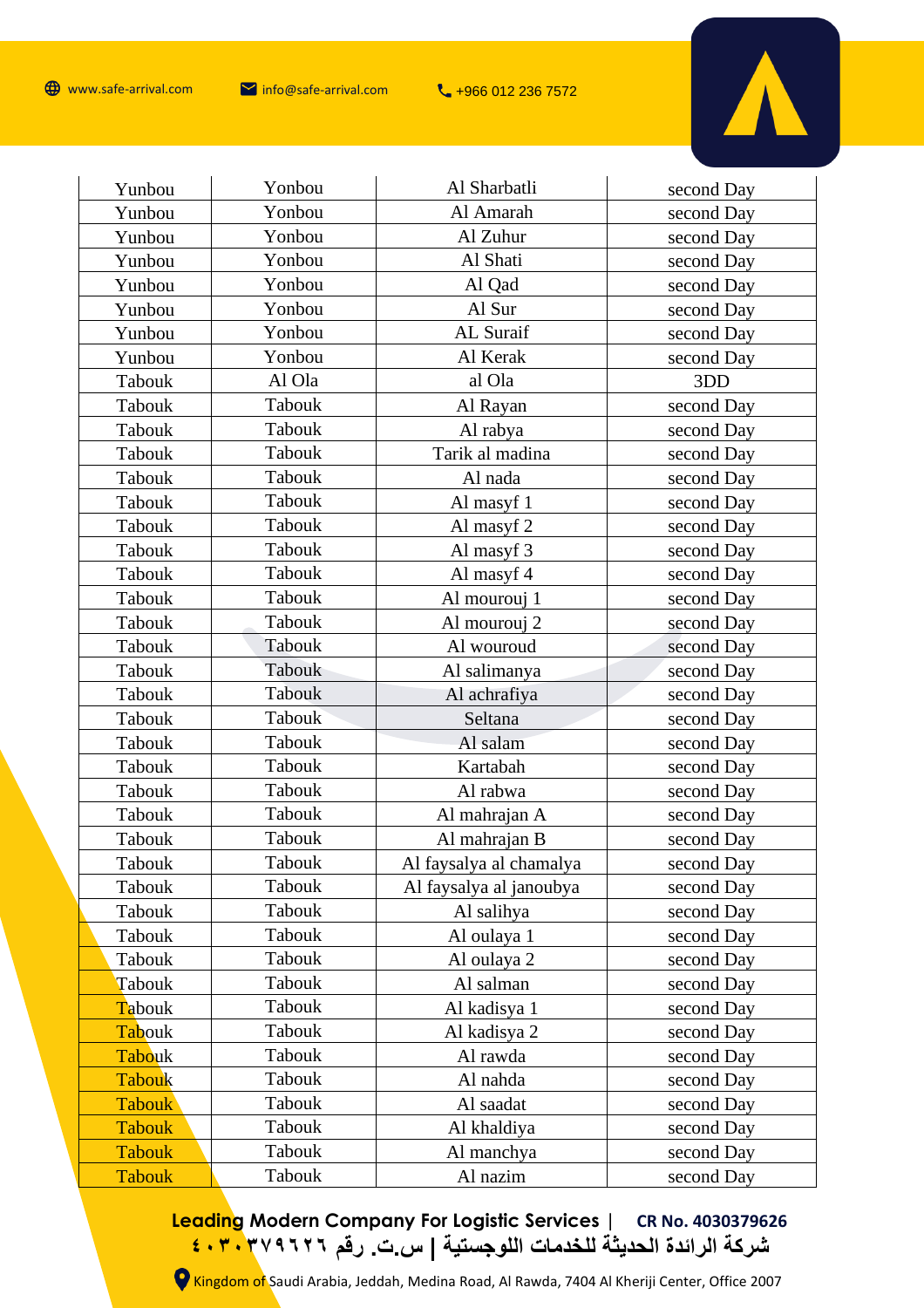| Yunbou | Yonbou | Al Sharbatli | second Day |
|---|---|---|---|
| Yunbou | Yonbou | Al Amarah | second Day |
| Yunbou | Yonbou | Al Zuhur | second Day |
| Yunbou | Yonbou | Al Shati | second Day |
| Yunbou | Yonbou | Al Qad | second Day |
| Yunbou | Yonbou | Al Sur | second Day |
| Yunbou | Yonbou | AL Suraif | second Day |
| Yunbou | Yonbou | Al Kerak | second Day |
| Tabouk | Al Ola | al Ola | 3DD |
| Tabouk | Tabouk | Al Rayan | second Day |
| Tabouk | Tabouk | Al rabya | second Day |
| Tabouk | Tabouk | Tarik al madina | second Day |
| Tabouk | Tabouk | Al nada | second Day |
| Tabouk | Tabouk | Al masyf 1 | second Day |
| Tabouk | Tabouk | Al masyf 2 | second Day |
| Tabouk | Tabouk | Al masyf 3 | second Day |
| Tabouk | Tabouk | Al masyf 4 | second Day |
| Tabouk | Tabouk | Al mourouj 1 | second Day |
| Tabouk | Tabouk | Al mourouj 2 | second Day |
| Tabouk | Tabouk | Al wouroud | second Day |
| Tabouk | Tabouk | Al salimanya | second Day |
| Tabouk | Tabouk | Al achrafiya | second Day |
| Tabouk | Tabouk | Seltana | second Day |
| Tabouk | Tabouk | Al salam | second Day |
| Tabouk | Tabouk | Kartabah | second Day |
| Tabouk | Tabouk | Al rabwa | second Day |
| Tabouk | Tabouk | Al mahrajan A | second Day |
| Tabouk | Tabouk | Al mahrajan B | second Day |
| Tabouk | Tabouk | Al faysalya al chamalya | second Day |
| Tabouk | Tabouk | Al faysalya al janoubya | second Day |
| Tabouk | Tabouk | Al salihya | second Day |
| Tabouk | Tabouk | Al oulaya 1 | second Day |
| Tabouk | Tabouk | Al oulaya 2 | second Day |
| Tabouk | Tabouk | Al salman | second Day |
| Tabouk | Tabouk | Al kadisya 1 | second Day |
| Tabouk | Tabouk | Al kadisya 2 | second Day |
| Tabouk | Tabouk | Al rawda | second Day |
| Tabouk | Tabouk | Al nahda | second Day |
| Tabouk | Tabouk | Al saadat | second Day |
| Tabouk | Tabouk | Al khaldiya | second Day |
| Tabouk | Tabouk | Al manchya | second Day |
| Tabouk | Tabouk | Al nazim | second Day |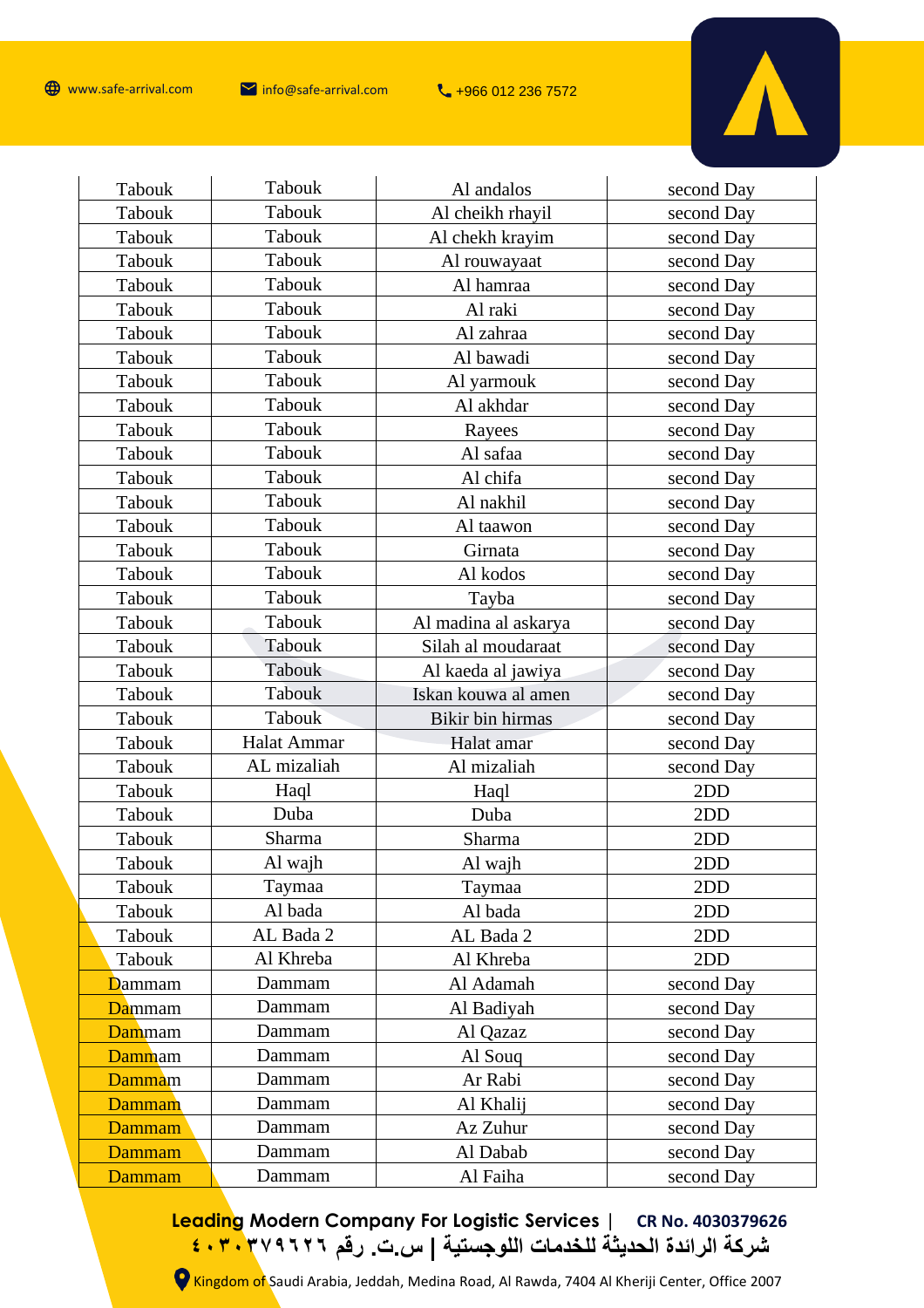| Tabouk | Tabouk | Al andalos | second Day |
|---|---|---|---|
| Tabouk | Tabouk | Al cheikh rhayil | second Day |
| Tabouk | Tabouk | Al chekh krayim | second Day |
| Tabouk | Tabouk | Al rouwayaat | second Day |
| Tabouk | Tabouk | Al hamraa | second Day |
| Tabouk | Tabouk | Al raki | second Day |
| Tabouk | Tabouk | Al zahraa | second Day |
| Tabouk | Tabouk | Al bawadi | second Day |
| Tabouk | Tabouk | Al yarmouk | second Day |
| Tabouk | Tabouk | Al akhdar | second Day |
| Tabouk | Tabouk | Rayees | second Day |
| Tabouk | Tabouk | Al safaa | second Day |
| Tabouk | Tabouk | Al chifa | second Day |
| Tabouk | Tabouk | Al nakhil | second Day |
| Tabouk | Tabouk | Al taawon | second Day |
| Tabouk | Tabouk | Girnata | second Day |
| Tabouk | Tabouk | Al kodos | second Day |
| Tabouk | Tabouk | Tayba | second Day |
| Tabouk | Tabouk | Al madina al askarya | second Day |
| Tabouk | Tabouk | Silah al moudaraat | second Day |
| Tabouk | Tabouk | Al kaeda al jawiya | second Day |
| Tabouk | Tabouk | Iskan kouwa al amen | second Day |
| Tabouk | Tabouk | Bikir bin hirmas | second Day |
| Tabouk | Halat Ammar | Halat amar | second Day |
| Tabouk | AL mizaliah | Al mizaliah | second Day |
| Tabouk | Haql | Haql | 2DD |
| Tabouk | Duba | Duba | 2DD |
| Tabouk | Sharma | Sharma | 2DD |
| Tabouk | Al wajh | Al wajh | 2DD |
| Tabouk | Taymaa | Taymaa | 2DD |
| Tabouk | Al bada | Al bada | 2DD |
| Tabouk | AL Bada 2 | AL Bada 2 | 2DD |
| Tabouk | Al Khreba | Al Khreba | 2DD |
| Dammam | Dammam | Al Adamah | second Day |
| Dammam | Dammam | Al Badiyah | second Day |
| Dammam | Dammam | Al Qazaz | second Day |
| Dammam | Dammam | Al Souq | second Day |
| Dammam | Dammam | Ar Rabi | second Day |
| Dammam | Dammam | Al Khalij | second Day |
| Dammam | Dammam | Az Zuhur | second Day |
| Dammam | Dammam | Al Dabab | second Day |
| Dammam | Dammam | Al Faiha | second Day |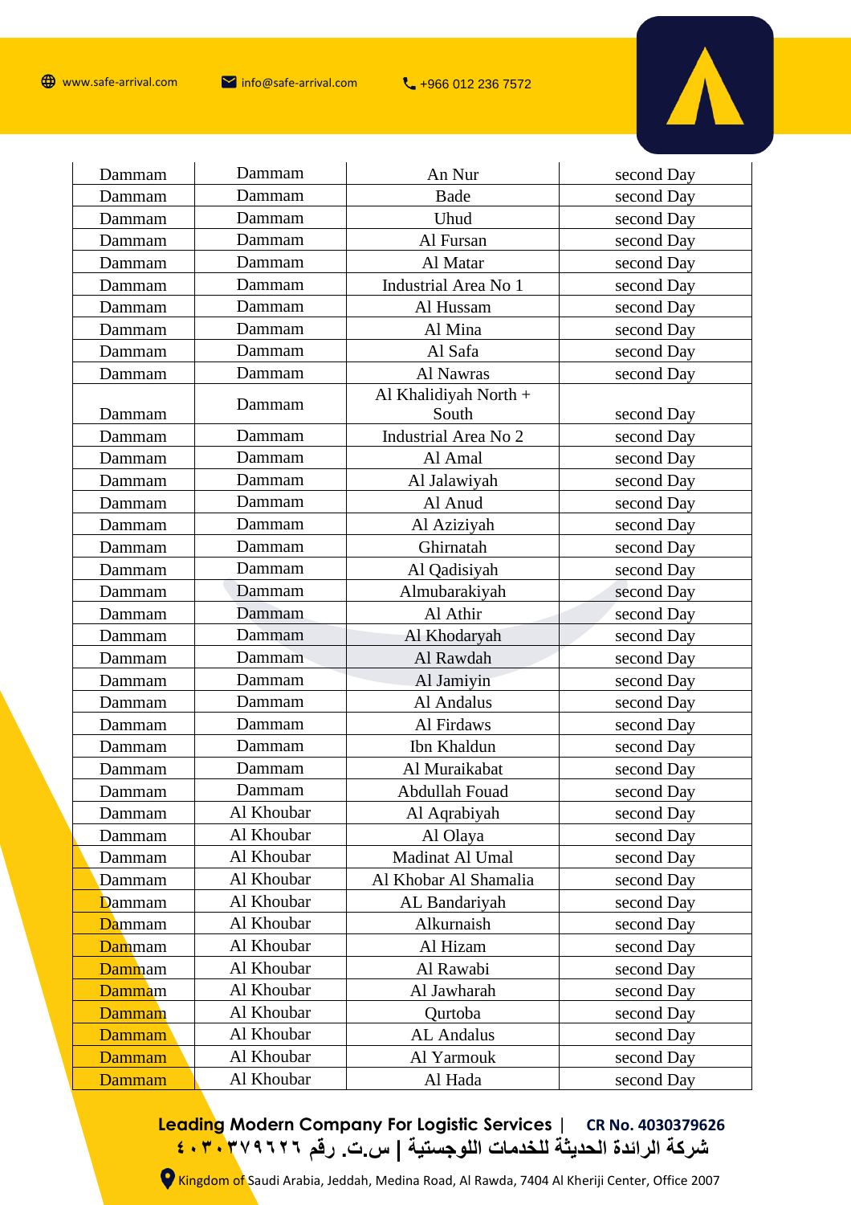| Dammam | Dammam | An Nur | second Day |
|---|---|---|---|
| Dammam | Dammam | Bade | second Day |
| Dammam | Dammam | Uhud | second Day |
| Dammam | Dammam | Al Fursan | second Day |
| Dammam | Dammam | Al Matar | second Day |
| Dammam | Dammam | Industrial Area No 1 | second Day |
| Dammam | Dammam | Al Hussam | second Day |
| Dammam | Dammam | Al Mina | second Day |
| Dammam | Dammam | Al Safa | second Day |
| Dammam | Dammam | Al Nawras | second Day |
| Dammam | Dammam | Al Khalidiyah North + South | second Day |
| Dammam | Dammam | Industrial Area No 2 | second Day |
| Dammam | Dammam | Al Amal | second Day |
| Dammam | Dammam | Al Jalawiyah | second Day |
| Dammam | Dammam | Al Anud | second Day |
| Dammam | Dammam | Al Aziziyah | second Day |
| Dammam | Dammam | Ghirnatah | second Day |
| Dammam | Dammam | Al Qadisiyah | second Day |
| Dammam | Dammam | Almubarakiyah | second Day |
| Dammam | Dammam | Al Athir | second Day |
| Dammam | Dammam | Al Khodaryah | second Day |
| Dammam | Dammam | Al Rawdah | second Day |
| Dammam | Dammam | Al Jamiyin | second Day |
| Dammam | Dammam | Al Andalus | second Day |
| Dammam | Dammam | Al Firdaws | second Day |
| Dammam | Dammam | Ibn Khaldun | second Day |
| Dammam | Dammam | Al Muraikabat | second Day |
| Dammam | Dammam | Abdullah Fouad | second Day |
| Dammam | Al Khoubar | Al Aqrabiyah | second Day |
| Dammam | Al Khoubar | Al Olaya | second Day |
| Dammam | Al Khoubar | Madinat Al Umal | second Day |
| Dammam | Al Khoubar | Al Khobar Al Shamalia | second Day |
| Dammam | Al Khoubar | AL Bandariyah | second Day |
| Dammam | Al Khoubar | Alkurnaish | second Day |
| Dammam | Al Khoubar | Al Hizam | second Day |
| Dammam | Al Khoubar | Al Rawabi | second Day |
| Dammam | Al Khoubar | Al Jawharah | second Day |
| Dammam | Al Khoubar | Qurtoba | second Day |
| Dammam | Al Khoubar | AL Andalus | second Day |
| Dammam | Al Khoubar | Al Yarmouk | second Day |
| Dammam | Al Khoubar | Al Hada | second Day |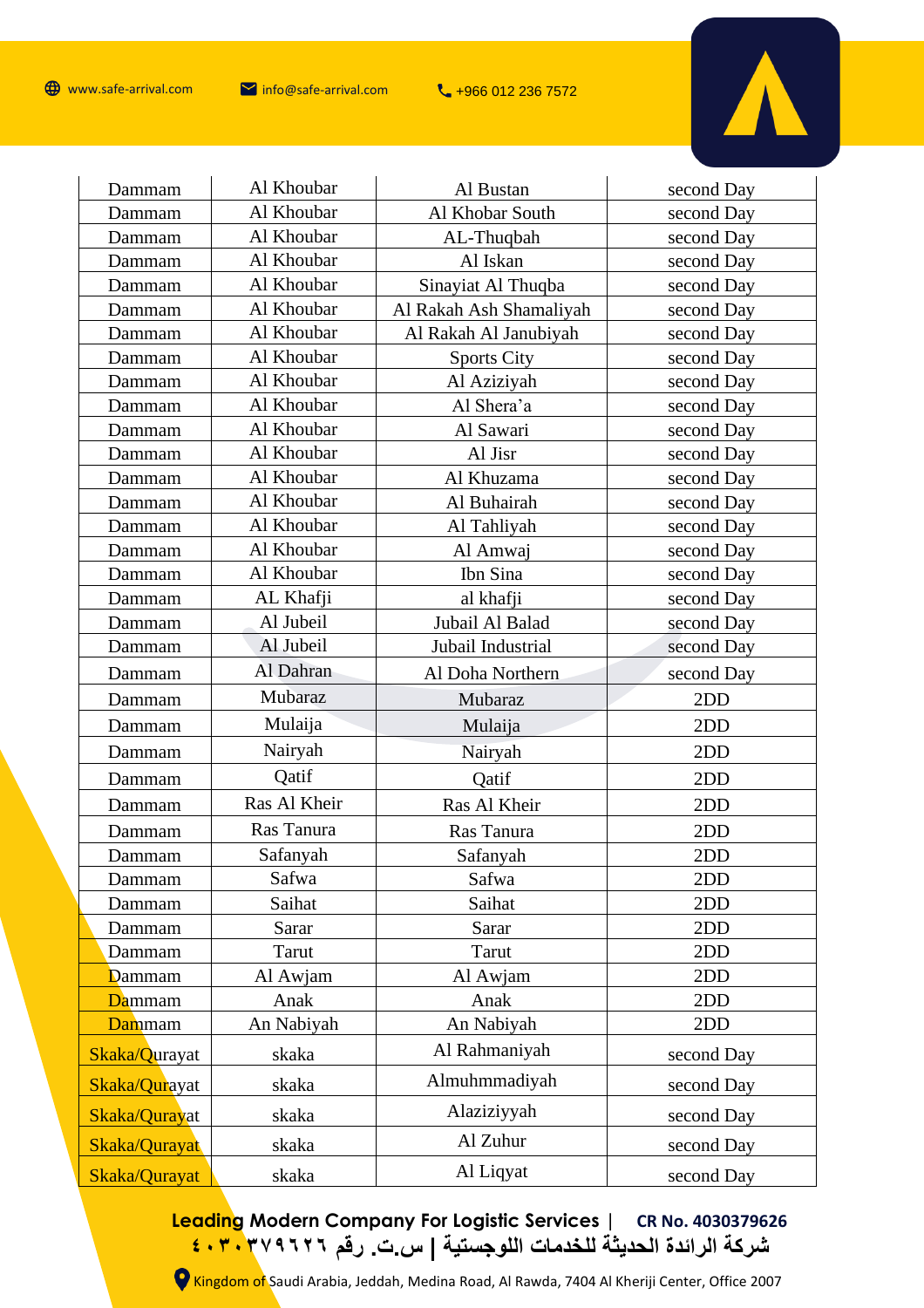| Dammam | Al Khoubar | Al Bustan | second Day |
|---|---|---|---|
| Dammam | Al Khoubar | Al Khobar South | second Day |
| Dammam | Al Khoubar | AL-Thuqbah | second Day |
| Dammam | Al Khoubar | Al Iskan | second Day |
| Dammam | Al Khoubar | Sinayiat Al Thuqba | second Day |
| Dammam | Al Khoubar | Al Rakah Ash Shamaliyah | second Day |
| Dammam | Al Khoubar | Al Rakah Al Janubiyah | second Day |
| Dammam | Al Khoubar | Sports City | second Day |
| Dammam | Al Khoubar | Al Aziziyah | second Day |
| Dammam | Al Khoubar | Al Shera'a | second Day |
| Dammam | Al Khoubar | Al Sawari | second Day |
| Dammam | Al Khoubar | Al Jisr | second Day |
| Dammam | Al Khoubar | Al Khuzama | second Day |
| Dammam | Al Khoubar | Al Buhairah | second Day |
| Dammam | Al Khoubar | Al Tahliyah | second Day |
| Dammam | Al Khoubar | Al Amwaj | second Day |
| Dammam | Al Khoubar | Ibn Sina | second Day |
| Dammam | AL Khafji | al khafji | second Day |
| Dammam | Al Jubeil | Jubail Al Balad | second Day |
| Dammam | Al Jubeil | Jubail Industrial | second Day |
| Dammam | Al Dahran | Al Doha Northern | second Day |
| Dammam | Mubaraz | Mubaraz | 2DD |
| Dammam | Mulaija | Mulaija | 2DD |
| Dammam | Nairyah | Nairyah | 2DD |
| Dammam | Qatif | Qatif | 2DD |
| Dammam | Ras Al Kheir | Ras Al Kheir | 2DD |
| Dammam | Ras Tanura | Ras Tanura | 2DD |
| Dammam | Safanyah | Safanyah | 2DD |
| Dammam | Safwa | Safwa | 2DD |
| Dammam | Saihat | Saihat | 2DD |
| Dammam | Sarar | Sarar | 2DD |
| Dammam | Tarut | Tarut | 2DD |
| Dammam | Al Awjam | Al Awjam | 2DD |
| Dammam | Anak | Anak | 2DD |
| Dammam | An Nabiyah | An Nabiyah | 2DD |
| Skaka/Qurayat | skaka | Al Rahmaniyah | second Day |
| Skaka/Qurayat | skaka | Almuhmmadiyah | second Day |
| Skaka/Qurayat | skaka | Alaziziyyah | second Day |
| Skaka/Qurayat | skaka | Al Zuhur | second Day |
| Skaka/Qurayat | skaka | Al Liqyat | second Day |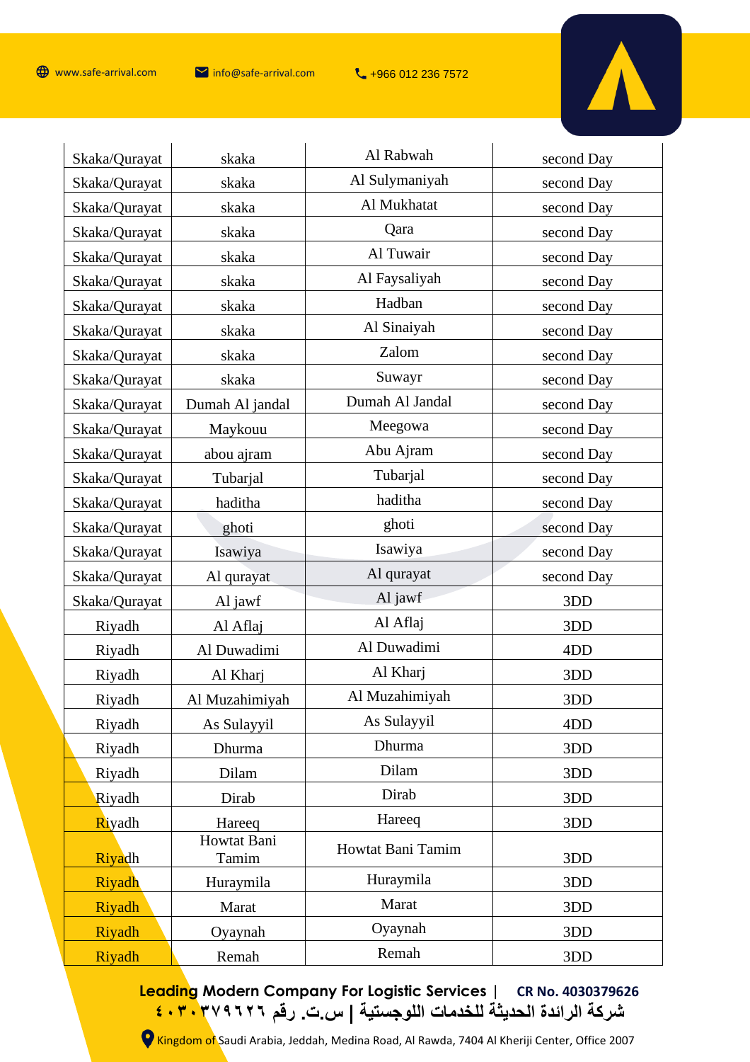| Skaka/Qurayat | skaka | Al Rabwah | second Day |
|---|---|---|---|
| Skaka/Qurayat | skaka | Al Sulymaniyah | second Day |
| Skaka/Qurayat | skaka | Al Mukhatat | second Day |
| Skaka/Qurayat | skaka | Qara | second Day |
| Skaka/Qurayat | skaka | Al Tuwair | second Day |
| Skaka/Qurayat | skaka | Al Faysaliyah | second Day |
| Skaka/Qurayat | skaka | Hadban | second Day |
| Skaka/Qurayat | skaka | Al Sinaiyah | second Day |
| Skaka/Qurayat | skaka | Zalom | second Day |
| Skaka/Qurayat | skaka | Suwayr | second Day |
| Skaka/Qurayat | Dumah Al jandal | Dumah Al Jandal | second Day |
| Skaka/Qurayat | Maykouu | Meegowa | second Day |
| Skaka/Qurayat | abou ajram | Abu Ajram | second Day |
| Skaka/Qurayat | Tubarjal | Tubarjal | second Day |
| Skaka/Qurayat | haditha | haditha | second Day |
| Skaka/Qurayat | ghoti | ghoti | second Day |
| Skaka/Qurayat | Isawiya | Isawiya | second Day |
| Skaka/Qurayat | Al qurayat | Al qurayat | second Day |
| Skaka/Qurayat | Al jawf | Al jawf | 3DD |
| Riyadh | Al Aflaj | Al Aflaj | 3DD |
| Riyadh | Al Duwadimi | Al Duwadimi | 4DD |
| Riyadh | Al Kharj | Al Kharj | 3DD |
| Riyadh | Al Muzahimiyah | Al Muzahimiyah | 3DD |
| Riyadh | As Sulayyil | As Sulayyil | 4DD |
| Riyadh | Dhurma | Dhurma | 3DD |
| Riyadh | Dilam | Dilam | 3DD |
| Riyadh | Dirab | Dirab | 3DD |
| Riyadh | Hareeq | Hareeq | 3DD |
| Riyadh | Howtat Bani Tamim | Howtat Bani Tamim | 3DD |
| Riyadh | Huraymila | Huraymila | 3DD |
| Riyadh | Marat | Marat | 3DD |
| Riyadh | Oyaynah | Oyaynah | 3DD |
| Riyadh | Remah | Remah | 3DD |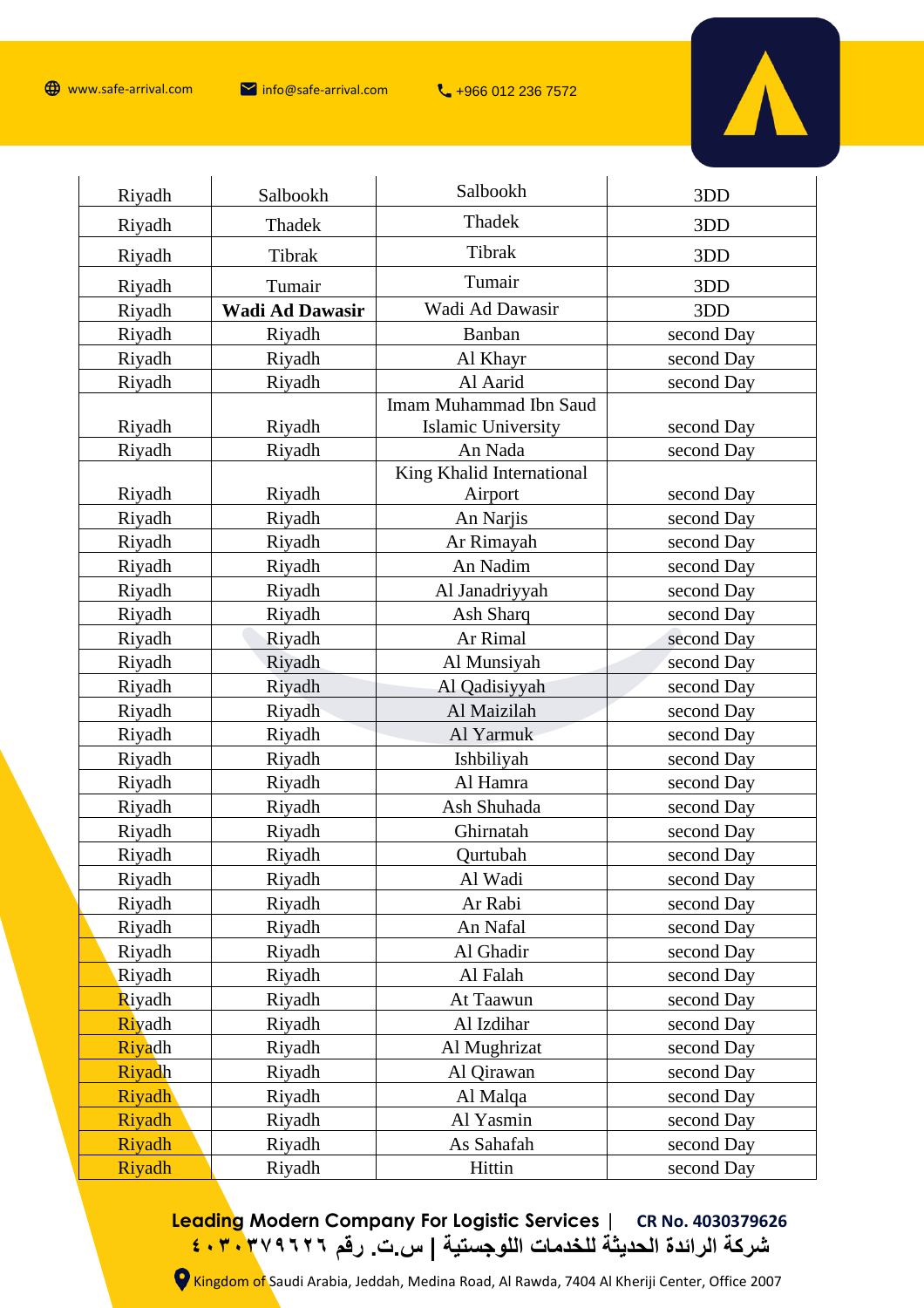| Riyadh | Salbookh | Salbookh | 3DD |
|---|---|---|---|
| Riyadh | Thadek | Thadek | 3DD |
| Riyadh | Tibrak | Tibrak | 3DD |
| Riyadh | Tumair | Tumair | 3DD |
| Riyadh | **Wadi Ad Dawasir** | Wadi Ad Dawasir | 3DD |
| Riyadh | Riyadh | Banban | second Day |
| Riyadh | Riyadh | Al Khayr | second Day |
| Riyadh | Riyadh | Al Aarid | second Day |
| Riyadh | Riyadh | Imam Muhammad Ibn Saud Islamic University | second Day |
| Riyadh | Riyadh | An Nada | second Day |
| Riyadh | Riyadh | King Khalid International Airport | second Day |
| Riyadh | Riyadh | An Narjis | second Day |
| Riyadh | Riyadh | Ar Rimayah | second Day |
| Riyadh | Riyadh | An Nadim | second Day |
| Riyadh | Riyadh | Al Janadriyyah | second Day |
| Riyadh | Riyadh | Ash Sharq | second Day |
| Riyadh | Riyadh | Ar Rimal | second Day |
| Riyadh | Riyadh | Al Munsiyah | second Day |
| Riyadh | Riyadh | Al Qadisiyyah | second Day |
| Riyadh | Riyadh | Al Maizilah | second Day |
| Riyadh | Riyadh | Al Yarmuk | second Day |
| Riyadh | Riyadh | Ishbiliyah | second Day |
| Riyadh | Riyadh | Al Hamra | second Day |
| Riyadh | Riyadh | Ash Shuhada | second Day |
| Riyadh | Riyadh | Ghirnatah | second Day |
| Riyadh | Riyadh | Qurtubah | second Day |
| Riyadh | Riyadh | Al Wadi | second Day |
| Riyadh | Riyadh | Ar Rabi | second Day |
| Riyadh | Riyadh | An Nafal | second Day |
| Riyadh | Riyadh | Al Ghadir | second Day |
| Riyadh | Riyadh | Al Falah | second Day |
| Riyadh | Riyadh | At Taawun | second Day |
| Riyadh | Riyadh | Al Izdihar | second Day |
| Riyadh | Riyadh | Al Mughrizat | second Day |
| Riyadh | Riyadh | Al Qirawan | second Day |
| Riyadh | Riyadh | Al Malqa | second Day |
| Riyadh | Riyadh | Al Yasmin | second Day |
| Riyadh | Riyadh | As Sahafah | second Day |
| Riyadh | Riyadh | Hittin | second Day |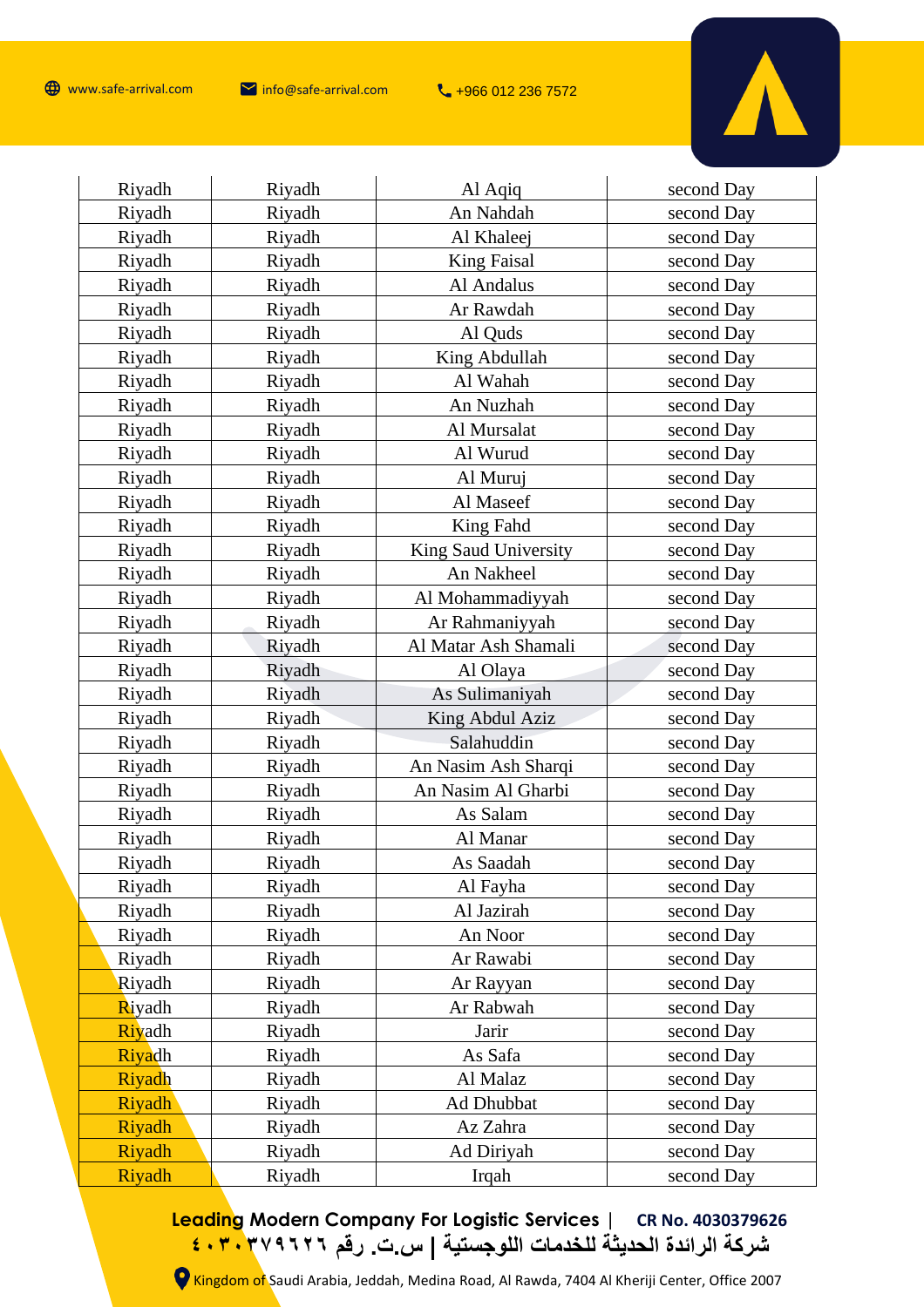| Riyadh | Riyadh | Al Aqiq | second Day |
|---|---|---|---|
| Riyadh | Riyadh | An Nahdah | second Day |
| Riyadh | Riyadh | Al Khaleej | second Day |
| Riyadh | Riyadh | King Faisal | second Day |
| Riyadh | Riyadh | Al Andalus | second Day |
| Riyadh | Riyadh | Ar Rawdah | second Day |
| Riyadh | Riyadh | Al Quds | second Day |
| Riyadh | Riyadh | King Abdullah | second Day |
| Riyadh | Riyadh | Al Wahah | second Day |
| Riyadh | Riyadh | An Nuzhah | second Day |
| Riyadh | Riyadh | Al Mursalat | second Day |
| Riyadh | Riyadh | Al Wurud | second Day |
| Riyadh | Riyadh | Al Muruj | second Day |
| Riyadh | Riyadh | Al Maseef | second Day |
| Riyadh | Riyadh | King Fahd | second Day |
| Riyadh | Riyadh | King Saud University | second Day |
| Riyadh | Riyadh | An Nakheel | second Day |
| Riyadh | Riyadh | Al Mohammadiyyah | second Day |
| Riyadh | Riyadh | Ar Rahmaniyyah | second Day |
| Riyadh | Riyadh | Al Matar Ash Shamali | second Day |
| Riyadh | Riyadh | Al Olaya | second Day |
| Riyadh | Riyadh | As Sulimaniyah | second Day |
| Riyadh | Riyadh | King Abdul Aziz | second Day |
| Riyadh | Riyadh | Salahuddin | second Day |
| Riyadh | Riyadh | An Nasim Ash Sharqi | second Day |
| Riyadh | Riyadh | An Nasim Al Gharbi | second Day |
| Riyadh | Riyadh | As Salam | second Day |
| Riyadh | Riyadh | Al Manar | second Day |
| Riyadh | Riyadh | As Saadah | second Day |
| Riyadh | Riyadh | Al Fayha | second Day |
| Riyadh | Riyadh | Al Jazirah | second Day |
| Riyadh | Riyadh | An Noor | second Day |
| Riyadh | Riyadh | Ar Rawabi | second Day |
| Riyadh | Riyadh | Ar Rayyan | second Day |
| Riyadh | Riyadh | Ar Rabwah | second Day |
| Riyadh | Riyadh | Jarir | second Day |
| Riyadh | Riyadh | As Safa | second Day |
| Riyadh | Riyadh | Al Malaz | second Day |
| Riyadh | Riyadh | Ad Dhubbat | second Day |
| Riyadh | Riyadh | Az Zahra | second Day |
| Riyadh | Riyadh | Ad Diriyah | second Day |
| Riyadh | Riyadh | Irqah | second Day |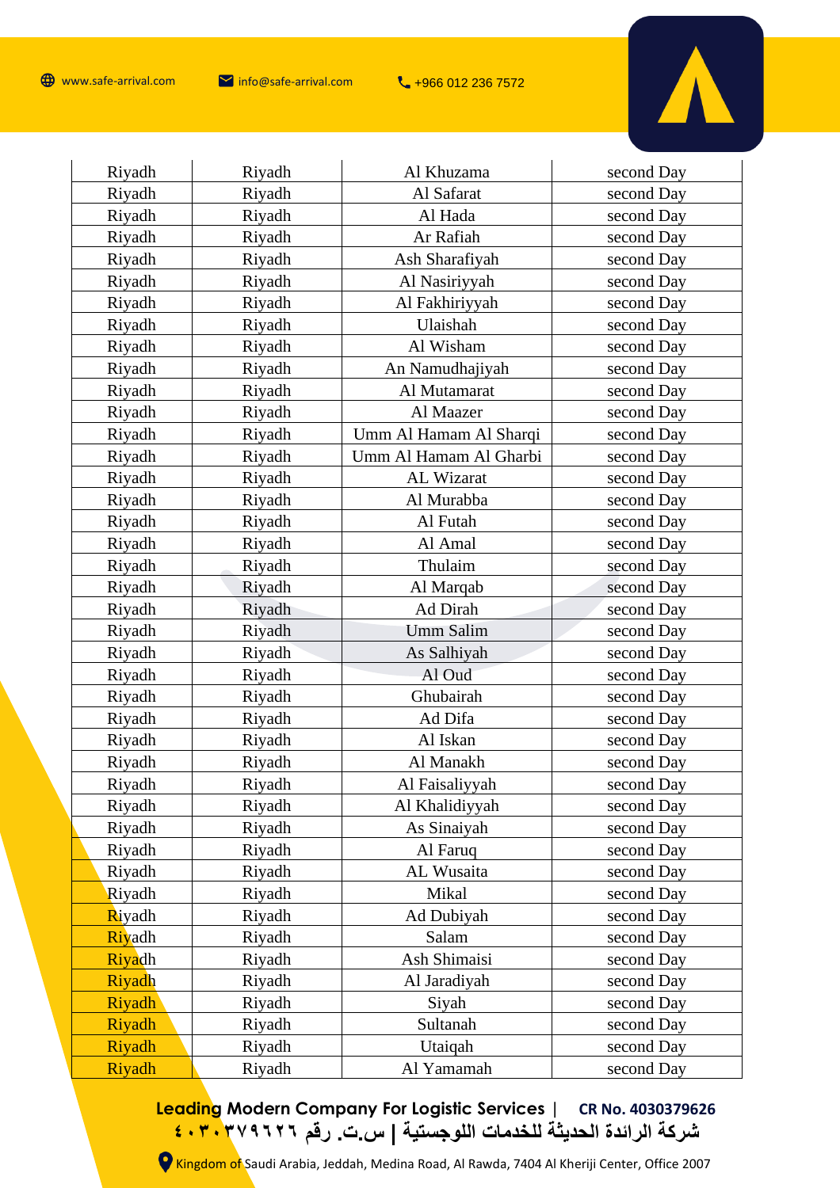| Riyadh | Riyadh | Al Khuzama | second Day |
|---|---|---|---|
| Riyadh | Riyadh | Al Safarat | second Day |
| Riyadh | Riyadh | Al Hada | second Day |
| Riyadh | Riyadh | Ar Rafiah | second Day |
| Riyadh | Riyadh | Ash Sharafiyah | second Day |
| Riyadh | Riyadh | Al Nasiriyyah | second Day |
| Riyadh | Riyadh | Al Fakhiriyyah | second Day |
| Riyadh | Riyadh | Ulaishah | second Day |
| Riyadh | Riyadh | Al Wisham | second Day |
| Riyadh | Riyadh | An Namudhajiyah | second Day |
| Riyadh | Riyadh | Al Mutamarat | second Day |
| Riyadh | Riyadh | Al Maazer | second Day |
| Riyadh | Riyadh | Umm Al Hamam Al Sharqi | second Day |
| Riyadh | Riyadh | Umm Al Hamam Al Gharbi | second Day |
| Riyadh | Riyadh | AL Wizarat | second Day |
| Riyadh | Riyadh | Al Murabba | second Day |
| Riyadh | Riyadh | Al Futah | second Day |
| Riyadh | Riyadh | Al Amal | second Day |
| Riyadh | Riyadh | Thulaim | second Day |
| Riyadh | Riyadh | Al Marqab | second Day |
| Riyadh | Riyadh | Ad Dirah | second Day |
| Riyadh | Riyadh | Umm Salim | second Day |
| Riyadh | Riyadh | As Salhiyah | second Day |
| Riyadh | Riyadh | Al Oud | second Day |
| Riyadh | Riyadh | Ghubairah | second Day |
| Riyadh | Riyadh | Ad Difa | second Day |
| Riyadh | Riyadh | Al Iskan | second Day |
| Riyadh | Riyadh | Al Manakh | second Day |
| Riyadh | Riyadh | Al Faisaliyyah | second Day |
| Riyadh | Riyadh | Al Khalidiyyah | second Day |
| Riyadh | Riyadh | As Sinaiyah | second Day |
| Riyadh | Riyadh | Al Faruq | second Day |
| Riyadh | Riyadh | AL Wusaita | second Day |
| Riyadh | Riyadh | Mikal | second Day |
| Riyadh | Riyadh | Ad Dubiyah | second Day |
| Riyadh | Riyadh | Salam | second Day |
| Riyadh | Riyadh | Ash Shimaisi | second Day |
| Riyadh | Riyadh | Al Jaradiyah | second Day |
| Riyadh | Riyadh | Siyah | second Day |
| Riyadh | Riyadh | Sultanah | second Day |
| Riyadh | Riyadh | Utaiqah | second Day |
| Riyadh | Riyadh | Al Yamamah | second Day |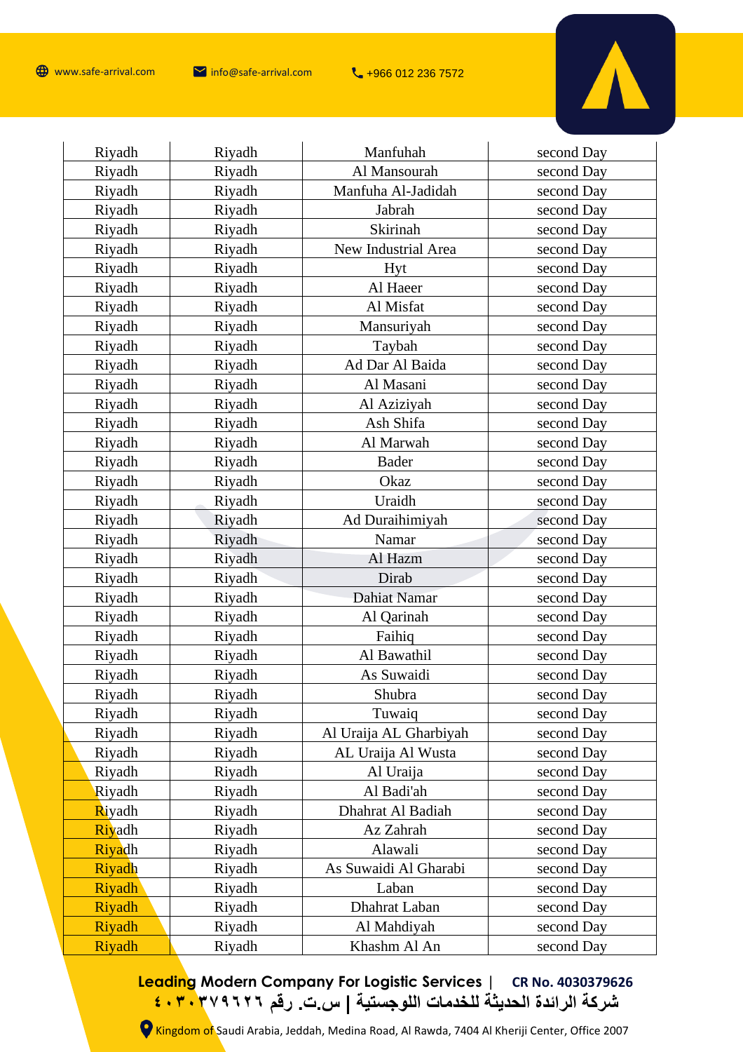| Riyadh | Riyadh | Manfuhah | second Day |
|---|---|---|---|
| Riyadh | Riyadh | Al Mansourah | second Day |
| Riyadh | Riyadh | Manfuha Al-Jadidah | second Day |
| Riyadh | Riyadh | Jabrah | second Day |
| Riyadh | Riyadh | Skirinah | second Day |
| Riyadh | Riyadh | New Industrial Area | second Day |
| Riyadh | Riyadh | Hyt | second Day |
| Riyadh | Riyadh | Al Haeer | second Day |
| Riyadh | Riyadh | Al Misfat | second Day |
| Riyadh | Riyadh | Mansuriyah | second Day |
| Riyadh | Riyadh | Taybah | second Day |
| Riyadh | Riyadh | Ad Dar Al Baida | second Day |
| Riyadh | Riyadh | Al Masani | second Day |
| Riyadh | Riyadh | Al Aziziyah | second Day |
| Riyadh | Riyadh | Ash Shifa | second Day |
| Riyadh | Riyadh | Al Marwah | second Day |
| Riyadh | Riyadh | Bader | second Day |
| Riyadh | Riyadh | Okaz | second Day |
| Riyadh | Riyadh | Uraidh | second Day |
| Riyadh | Riyadh | Ad Duraihimiyah | second Day |
| Riyadh | Riyadh | Namar | second Day |
| Riyadh | Riyadh | Al Hazm | second Day |
| Riyadh | Riyadh | Dirab | second Day |
| Riyadh | Riyadh | Dahiat Namar | second Day |
| Riyadh | Riyadh | Al Qarinah | second Day |
| Riyadh | Riyadh | Faihiq | second Day |
| Riyadh | Riyadh | Al Bawathil | second Day |
| Riyadh | Riyadh | As Suwaidi | second Day |
| Riyadh | Riyadh | Shubra | second Day |
| Riyadh | Riyadh | Tuwaiq | second Day |
| Riyadh | Riyadh | Al Uraija AL Gharbiyah | second Day |
| Riyadh | Riyadh | AL Uraija Al Wusta | second Day |
| Riyadh | Riyadh | Al Uraija | second Day |
| Riyadh | Riyadh | Al Badi'ah | second Day |
| Riyadh | Riyadh | Dhahrat Al Badiah | second Day |
| Riyadh | Riyadh | Az Zahrah | second Day |
| Riyadh | Riyadh | Alawali | second Day |
| Riyadh | Riyadh | As Suwaidi Al Gharabi | second Day |
| Riyadh | Riyadh | Laban | second Day |
| Riyadh | Riyadh | Dhahrat Laban | second Day |
| Riyadh | Riyadh | Al Mahdiyah | second Day |
| Riyadh | Riyadh | Khashm Al An | second Day |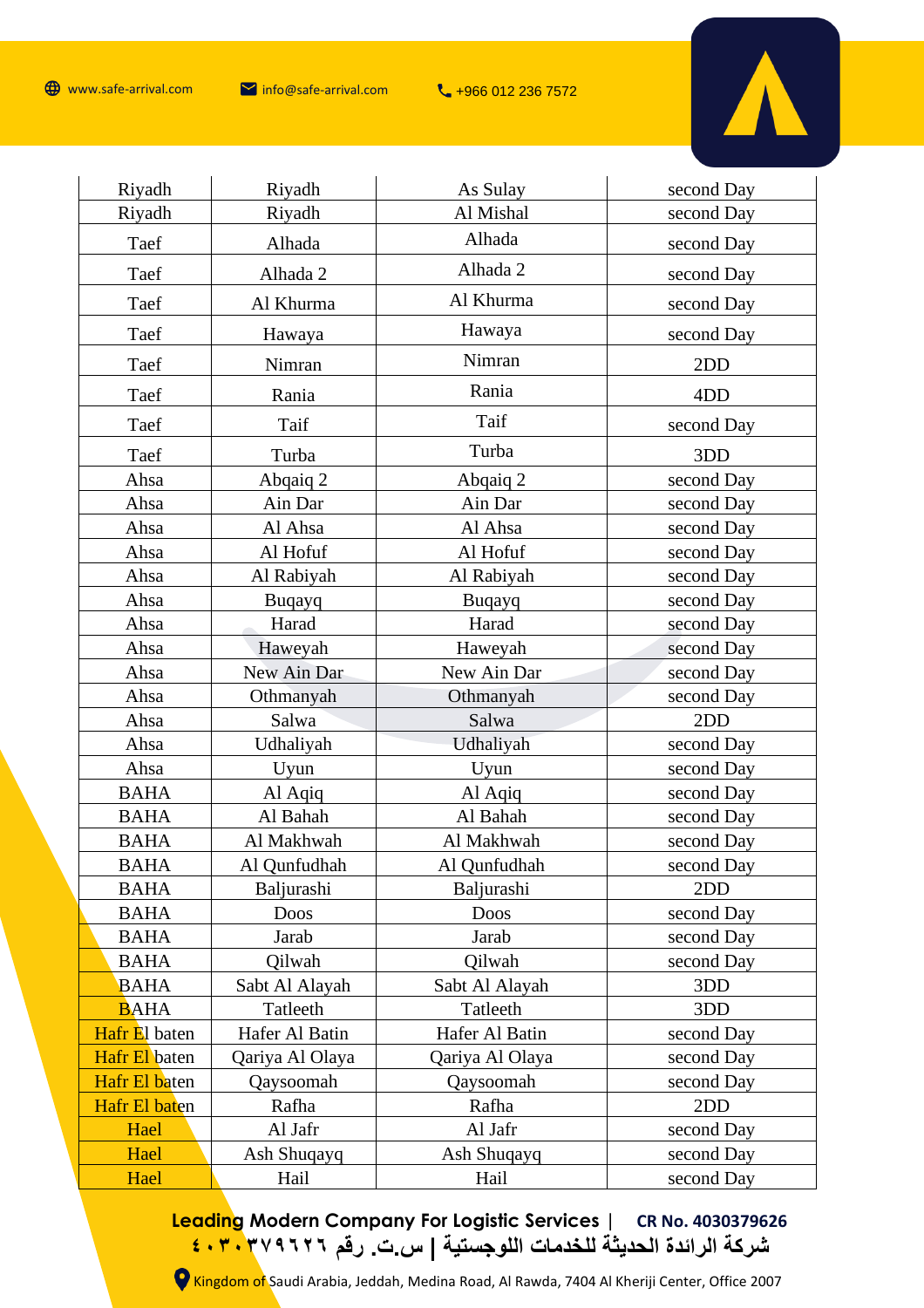| Riyadh | Riyadh | As Sulay | second Day |
|---|---|---|---|
| Riyadh | Riyadh | Al Mishal | second Day |
| Taef | Alhada | Alhada | second Day |
| Taef | Alhada 2 | Alhada 2 | second Day |
| Taef | Al Khurma | Al Khurma | second Day |
| Taef | Hawaya | Hawaya | second Day |
| Taef | Nimran | Nimran | 2DD |
| Taef | Rania | Rania | 4DD |
| Taef | Taif | Taif | second Day |
| Taef | Turba | Turba | 3DD |
| Ahsa | Abqaiq 2 | Abqaiq 2 | second Day |
| Ahsa | Ain Dar | Ain Dar | second Day |
| Ahsa | Al Ahsa | Al Ahsa | second Day |
| Ahsa | Al Hofuf | Al Hofuf | second Day |
| Ahsa | Al Rabiyah | Al Rabiyah | second Day |
| Ahsa | Buqayq | Buqayq | second Day |
| Ahsa | Harad | Harad | second Day |
| Ahsa | Haweyah | Haweyah | second Day |
| Ahsa | New Ain Dar | New Ain Dar | second Day |
| Ahsa | Othmanyah | Othmanyah | second Day |
| Ahsa | Salwa | Salwa | 2DD |
| Ahsa | Udhaliyah | Udhaliyah | second Day |
| Ahsa | Uyun | Uyun | second Day |
| BAHA | Al Aqiq | Al Aqiq | second Day |
| BAHA | Al Bahah | Al Bahah | second Day |
| BAHA | Al Makhwah | Al Makhwah | second Day |
| BAHA | Al Qunfudhah | Al Qunfudhah | second Day |
| BAHA | Baljurashi | Baljurashi | 2DD |
| BAHA | Doos | Doos | second Day |
| BAHA | Jarab | Jarab | second Day |
| BAHA | Qilwah | Qilwah | second Day |
| BAHA | Sabt Al Alayah | Sabt Al Alayah | 3DD |
| BAHA | Tatleeth | Tatleeth | 3DD |
| Hafr El baten | Hafer Al Batin | Hafer Al Batin | second Day |
| Hafr El baten | Qariya Al Olaya | Qariya Al Olaya | second Day |
| Hafr El baten | Qaysoomah | Qaysoomah | second Day |
| Hafr El baten | Rafha | Rafha | 2DD |
| Hael | Al Jafr | Al Jafr | second Day |
| Hael | Ash Shuqayq | Ash Shuqayq | second Day |
| Hael | Hail | Hail | second Day |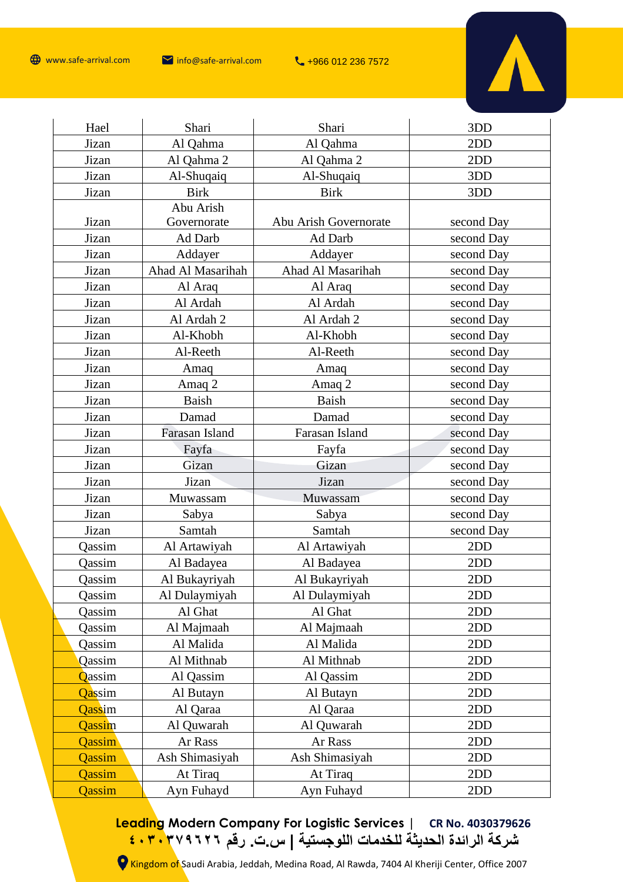| Hael | Shari | Shari | 3DD |
|---|---|---|---|
| Jizan | Al Qahma | Al Qahma | 2DD |
| Jizan | Al Qahma 2 | Al Qahma 2 | 2DD |
| Jizan | Al-Shuqaiq | Al-Shuqaiq | 3DD |
| Jizan | Birk | Birk | 3DD |
| Jizan | Abu Arish Governorate | Abu Arish Governorate | second Day |
| Jizan | Ad Darb | Ad Darb | second Day |
| Jizan | Addayer | Addayer | second Day |
| Jizan | Ahad Al Masarihah | Ahad Al Masarihah | second Day |
| Jizan | Al Araq | Al Araq | second Day |
| Jizan | Al Ardah | Al Ardah | second Day |
| Jizan | Al Ardah 2 | Al Ardah 2 | second Day |
| Jizan | Al-Khobh | Al-Khobh | second Day |
| Jizan | Al-Reeth | Al-Reeth | second Day |
| Jizan | Amaq | Amaq | second Day |
| Jizan | Amaq 2 | Amaq 2 | second Day |
| Jizan | Baish | Baish | second Day |
| Jizan | Damad | Damad | second Day |
| Jizan | Farasan Island | Farasan Island | second Day |
| Jizan | Fayfa | Fayfa | second Day |
| Jizan | Gizan | Gizan | second Day |
| Jizan | Jizan | Jizan | second Day |
| Jizan | Muwassam | Muwassam | second Day |
| Jizan | Sabya | Sabya | second Day |
| Jizan | Samtah | Samtah | second Day |
| Qassim | Al Artawiyah | Al Artawiyah | 2DD |
| Qassim | Al Badayea | Al Badayea | 2DD |
| Qassim | Al Bukayriyah | Al Bukayriyah | 2DD |
| Qassim | Al Dulaymiyah | Al Dulaymiyah | 2DD |
| Qassim | Al Ghat | Al Ghat | 2DD |
| Qassim | Al Majmaah | Al Majmaah | 2DD |
| Qassim | Al Malida | Al Malida | 2DD |
| Qassim | Al Mithnab | Al Mithnab | 2DD |
| Qassim | Al Qassim | Al Qassim | 2DD |
| Qassim | Al Butayn | Al Butayn | 2DD |
| Qassim | Al Qaraa | Al Qaraa | 2DD |
| Qassim | Al Quwarah | Al Quwarah | 2DD |
| Qassim | Ar Rass | Ar Rass | 2DD |
| Qassim | Ash Shimasiyah | Ash Shimasiyah | 2DD |
| Qassim | At Tiraq | At Tiraq | 2DD |
| Qassim | Ayn Fuhayd | Ayn Fuhayd | 2DD |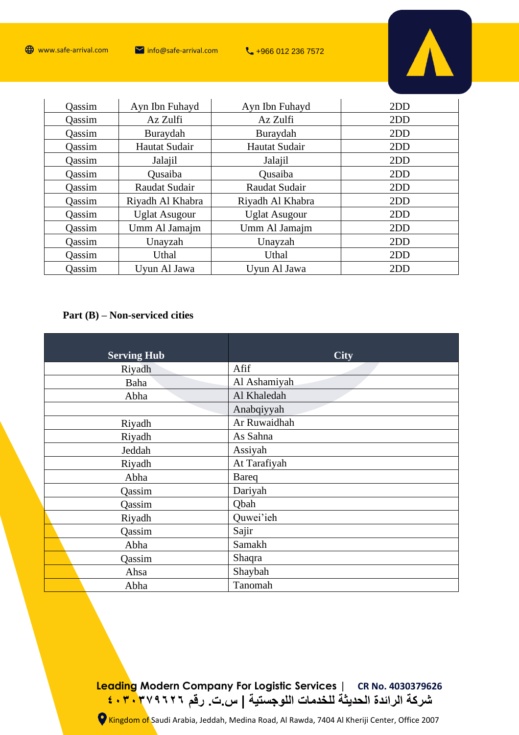| Qassim | Ayn Ibn Fuhayd | Ayn Ibn Fuhayd | 2DD |
|---|---|---|---|
| Qassim | Az Zulfi | Az Zulfi | 2DD |
| Qassim | Buraydah | Buraydah | 2DD |
| Qassim | Hautat Sudair | Hautat Sudair | 2DD |
| Qassim | Jalajil | Jalajil | 2DD |
| Qassim | Qusaiba | Qusaiba | 2DD |
| Qassim | Raudat Sudair | Raudat Sudair | 2DD |
| Qassim | Riyadh Al Khabra | Riyadh Al Khabra | 2DD |
| Qassim | Uglat Asugour | Uglat Asugour | 2DD |
| Qassim | Umm Al Jamajm | Umm Al Jamajm | 2DD |
| Qassim | Unayzah | Unayzah | 2DD |
| Qassim | Uthal | Uthal | 2DD |
| Qassim | Uyun Al Jawa | Uyun Al Jawa | 2DD |

**Part (B) – Non-serviced cities**

| Serving Hub | City |
|---|---|
| Riyadh | Afif |
| Baha | Al Ashamiyah |
| Abha | Al Khaledah |
| | Anabqiyyah |
| Riyadh | Ar Ruwaidhah |
| Riyadh | As Sahna |
| Jeddah | Assiyah |
| Riyadh | At Tarafiyah |
| Abha | Bareq |
| Qassim | Dariyah |
| Qassim | Qbah |
| Riyadh | Quwei'ieh |
| Qassim | Sajir |
| Abha | Samakh |
| Qassim | Shaqra |
| Ahsa | Shaybah |
| Abha | Tanomah |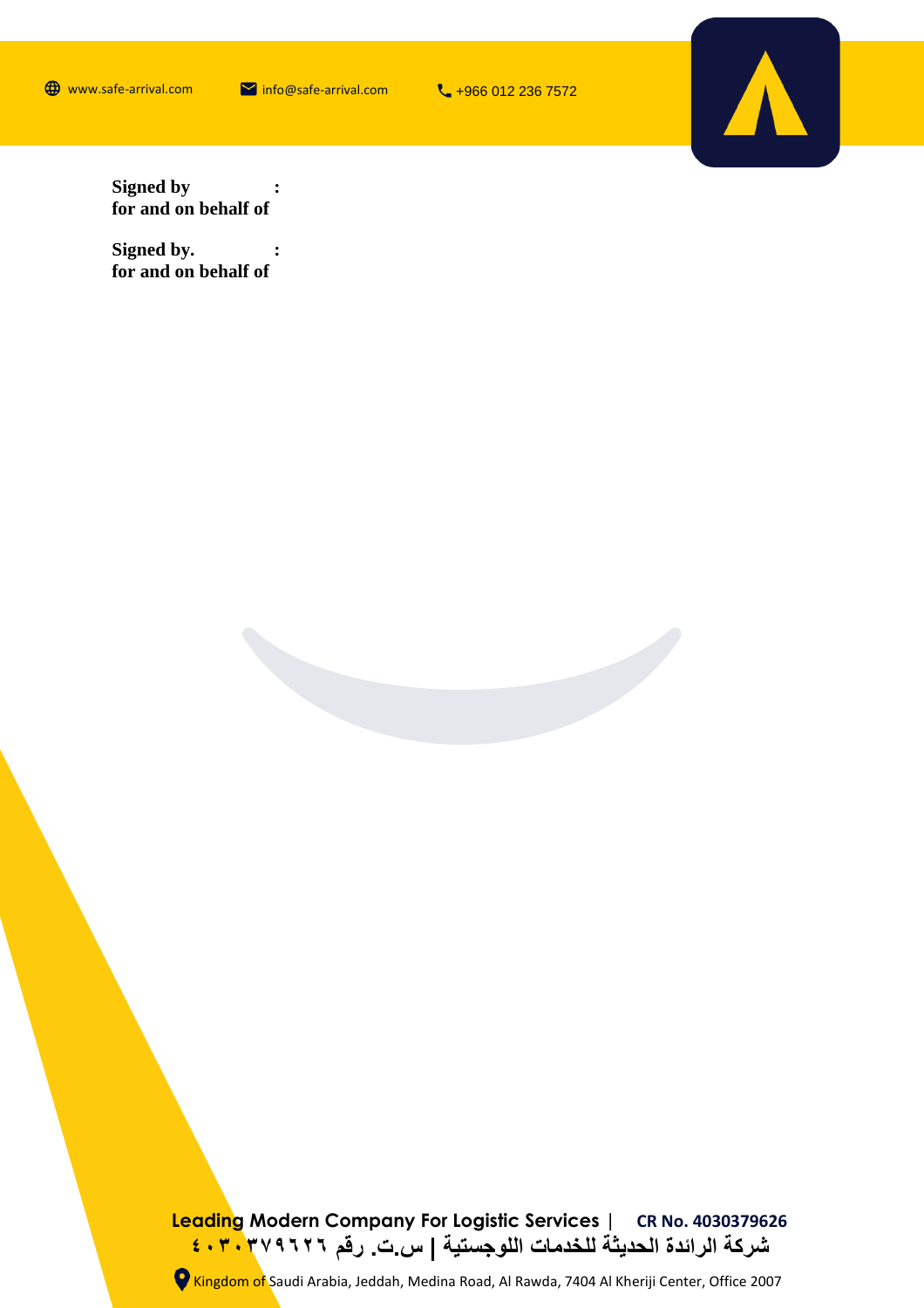**Signed by :**
**for and on behalf of**

**Signed by. :**
**for and on behalf of**